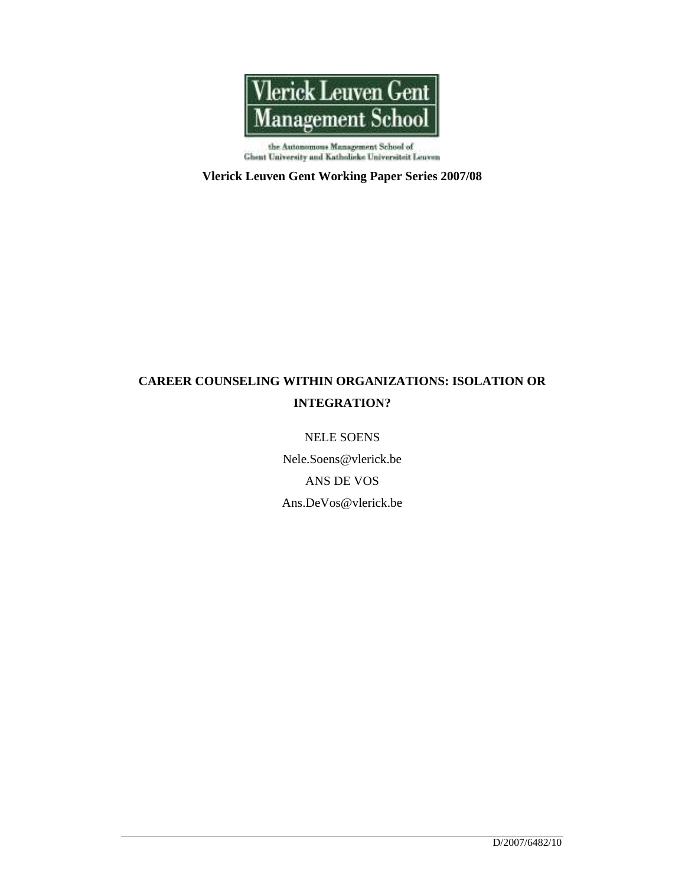Vlerick Leuven Gent Management School

the Autonomous Management School of Ghent University and Katholieke Universiteit Leuven

**Vlerick Leuven Gent Working Paper Series 2007/08**

# CAREER COUNSELING WITHIN ORGANIZATIONS: ISOLATION OR INTEGRATION?

NELE SOENS

Nele.Soens@vlerick.be

ANS DE VOS

Ans.DeVos@vlerick.be

D/2007/6482/10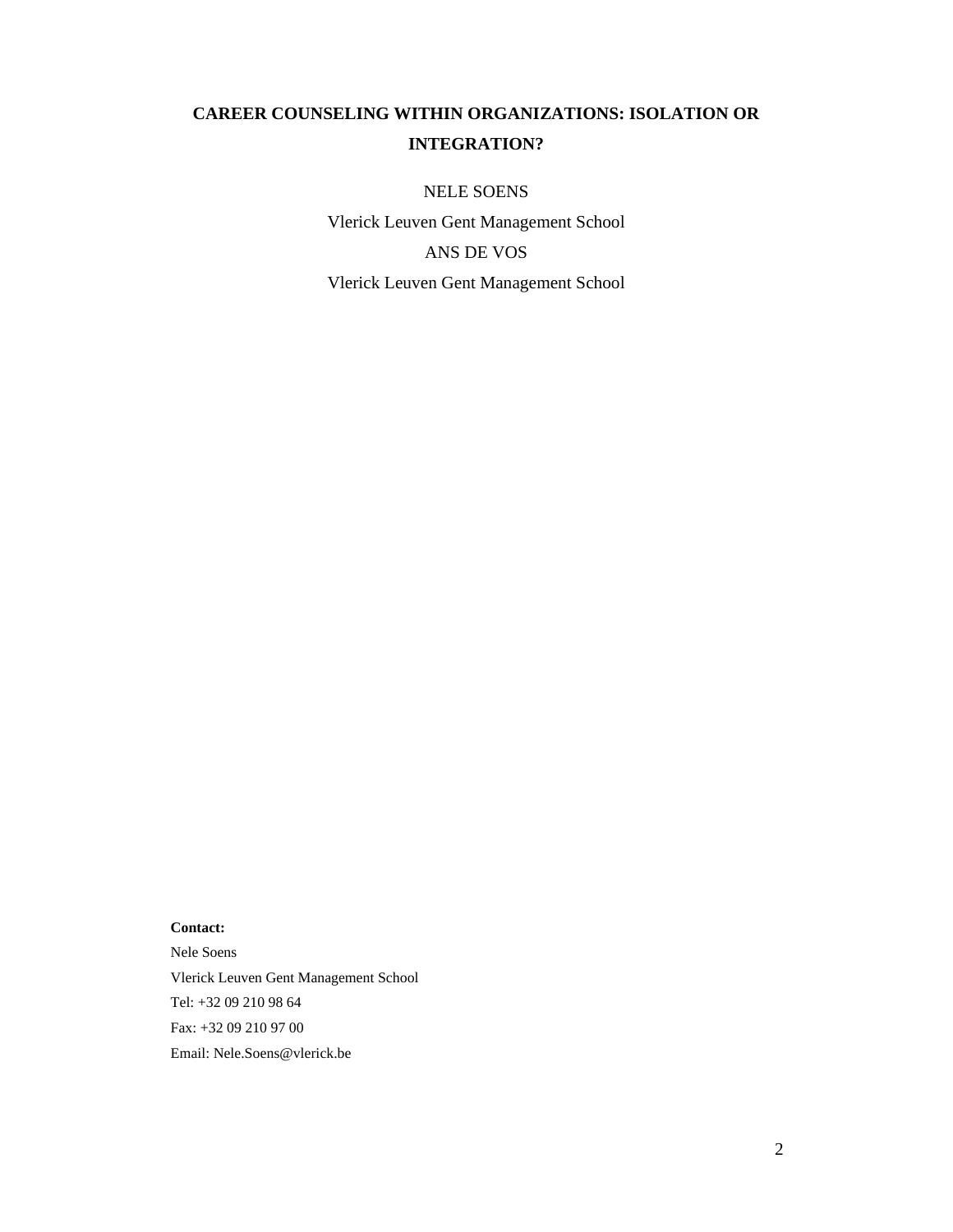# CAREER COUNSELING WITHIN ORGANIZATIONS: ISOLATION OR INTEGRATION?

NELE SOENS

Vlerick Leuven Gent Management School

ANS DE VOS

Vlerick Leuven Gent Management School

**Contact:**

Nele Soens

Vlerick Leuven Gent Management School

Tel: +32 09 210 98 64

Fax: +32 09 210 97 00

Email: Nele.Soens@vlerick.be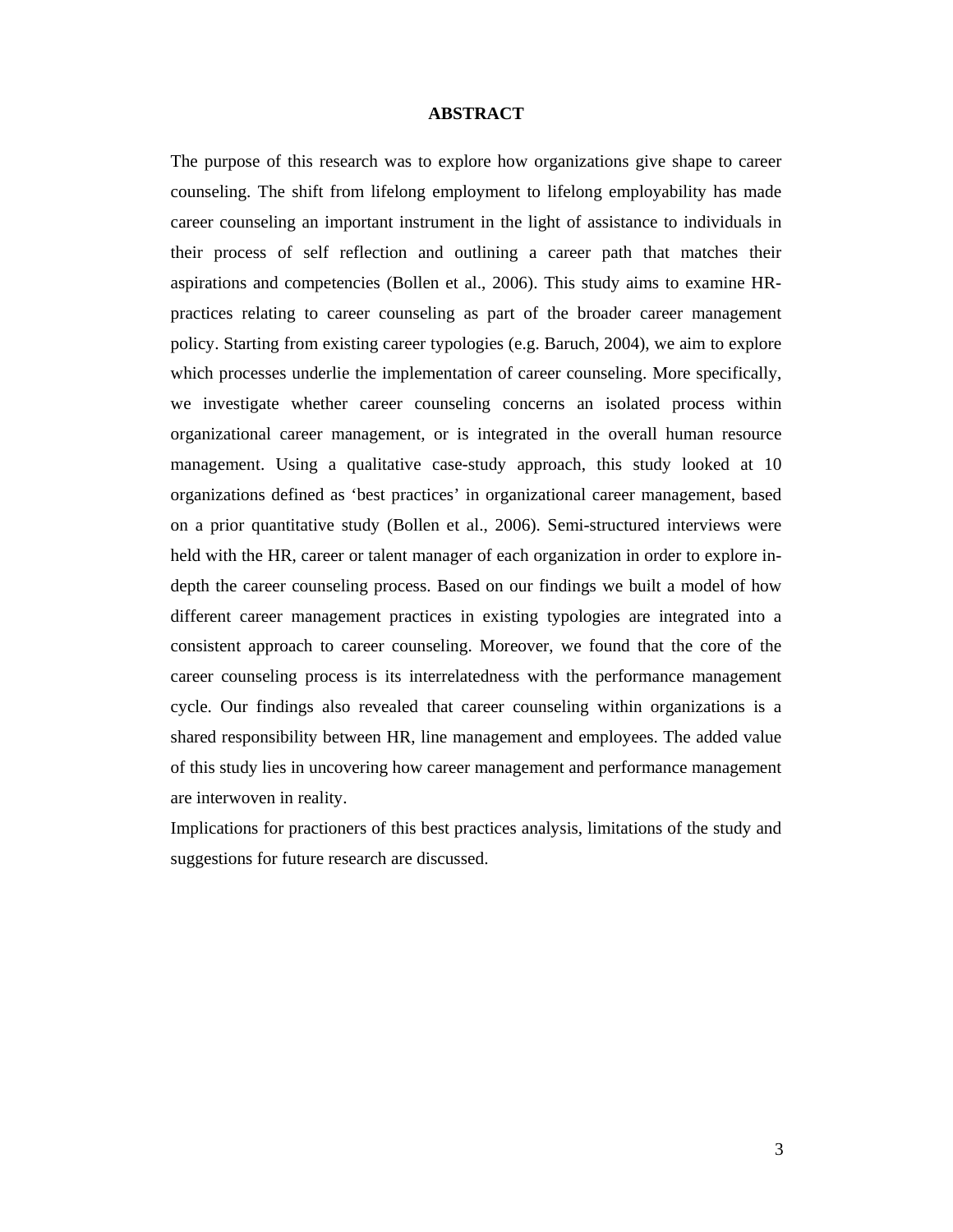# ABSTRACT

The purpose of this research was to explore how organizations give shape to career counseling. The shift from lifelong employment to lifelong employability has made career counseling an important instrument in the light of assistance to individuals in their process of self reflection and outlining a career path that matches their aspirations and competencies (Bollen et al., 2006). This study aims to examine HR-practices relating to career counseling as part of the broader career management policy. Starting from existing career typologies (e.g. Baruch, 2004), we aim to explore which processes underlie the implementation of career counseling. More specifically, we investigate whether career counseling concerns an isolated process within organizational career management, or is integrated in the overall human resource management. Using a qualitative case-study approach, this study looked at 10 organizations defined as 'best practices' in organizational career management, based on a prior quantitative study (Bollen et al., 2006). Semi-structured interviews were held with the HR, career or talent manager of each organization in order to explore in-depth the career counseling process. Based on our findings we built a model of how different career management practices in existing typologies are integrated into a consistent approach to career counseling. Moreover, we found that the core of the career counseling process is its interrelatedness with the performance management cycle. Our findings also revealed that career counseling within organizations is a shared responsibility between HR, line management and employees. The added value of this study lies in uncovering how career management and performance management are interwoven in reality.

Implications for practioners of this best practices analysis, limitations of the study and suggestions for future research are discussed.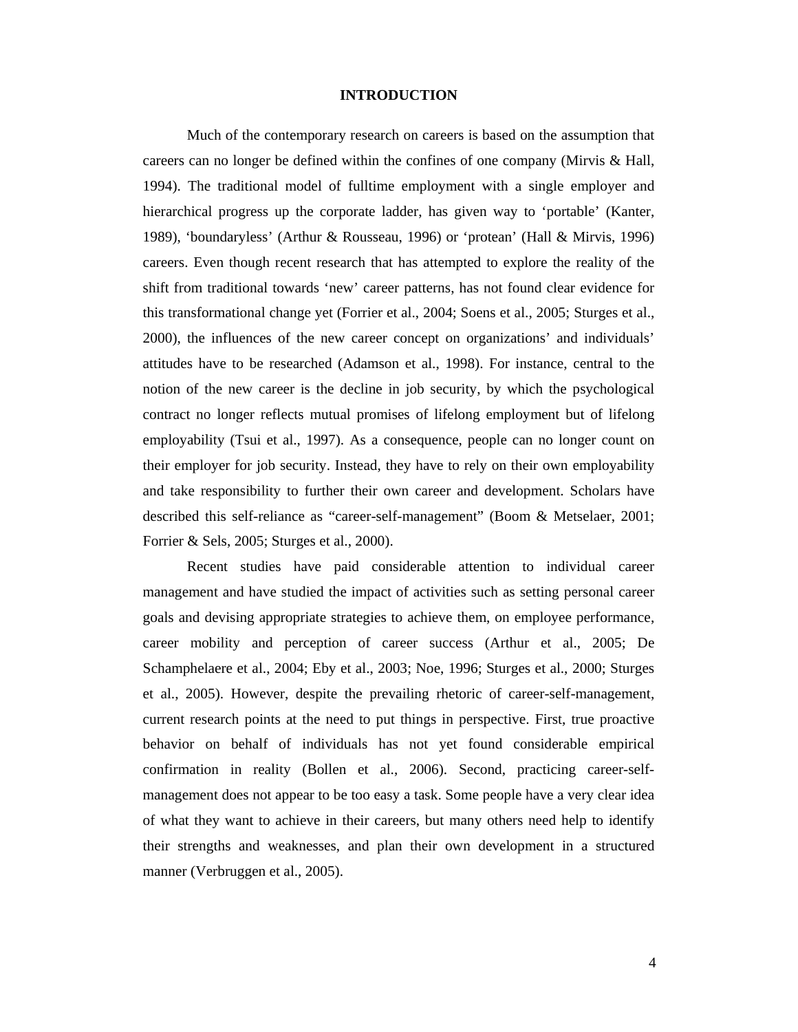# INTRODUCTION

Much of the contemporary research on careers is based on the assumption that careers can no longer be defined within the confines of one company (Mirvis & Hall, 1994). The traditional model of fulltime employment with a single employer and hierarchical progress up the corporate ladder, has given way to 'portable' (Kanter, 1989), 'boundaryless' (Arthur & Rousseau, 1996) or 'protean' (Hall & Mirvis, 1996) careers. Even though recent research that has attempted to explore the reality of the shift from traditional towards 'new' career patterns, has not found clear evidence for this transformational change yet (Forrier et al., 2004; Soens et al., 2005; Sturges et al., 2000), the influences of the new career concept on organizations' and individuals' attitudes have to be researched (Adamson et al., 1998). For instance, central to the notion of the new career is the decline in job security, by which the psychological contract no longer reflects mutual promises of lifelong employment but of lifelong employability (Tsui et al., 1997). As a consequence, people can no longer count on their employer for job security. Instead, they have to rely on their own employability and take responsibility to further their own career and development. Scholars have described this self-reliance as "career-self-management" (Boom & Metselaer, 2001; Forrier & Sels, 2005; Sturges et al., 2000).

Recent studies have paid considerable attention to individual career management and have studied the impact of activities such as setting personal career goals and devising appropriate strategies to achieve them, on employee performance, career mobility and perception of career success (Arthur et al., 2005; De Schamphelaere et al., 2004; Eby et al., 2003; Noe, 1996; Sturges et al., 2000; Sturges et al., 2005). However, despite the prevailing rhetoric of career-self-management, current research points at the need to put things in perspective. First, true proactive behavior on behalf of individuals has not yet found considerable empirical confirmation in reality (Bollen et al., 2006). Second, practicing career-self-management does not appear to be too easy a task. Some people have a very clear idea of what they want to achieve in their careers, but many others need help to identify their strengths and weaknesses, and plan their own development in a structured manner (Verbruggen et al., 2005).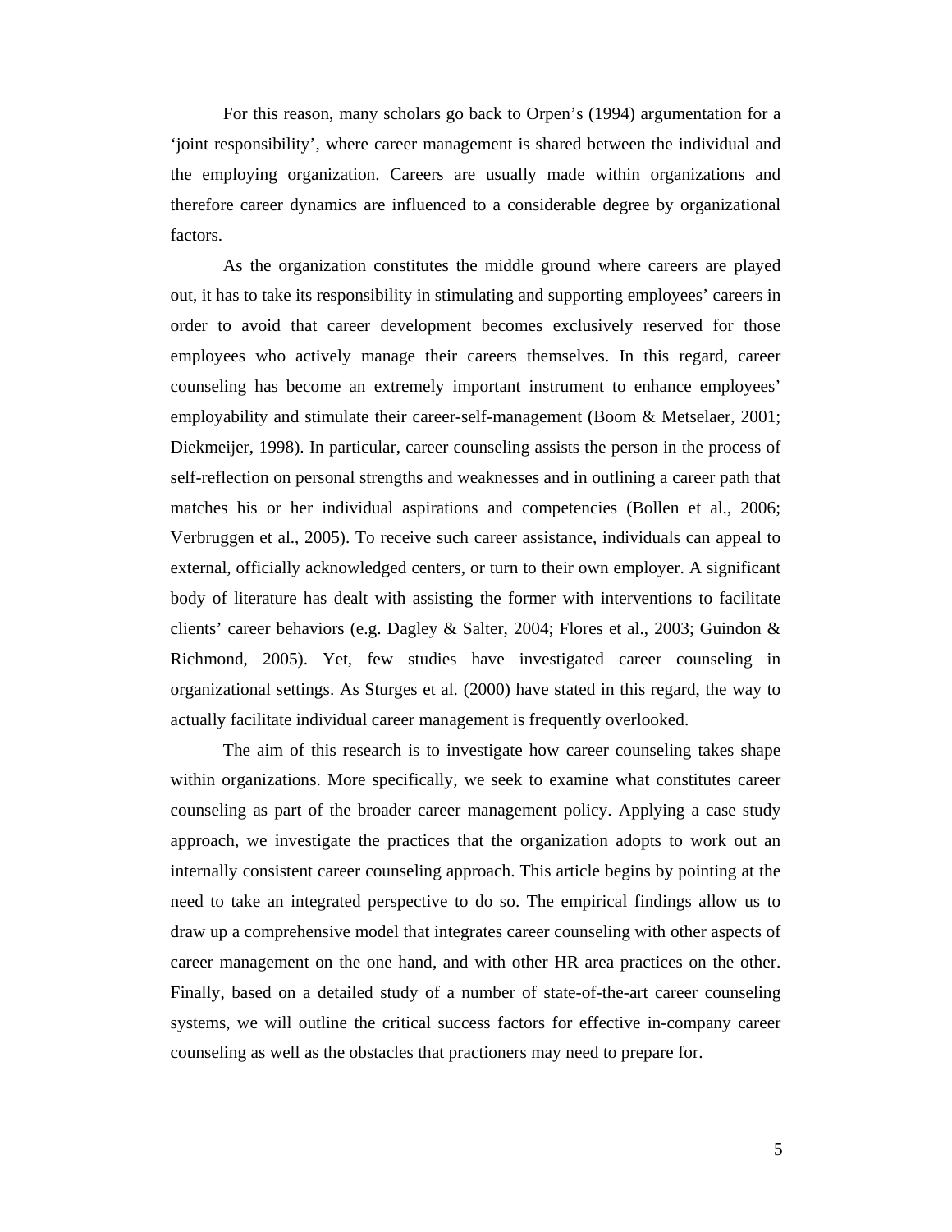For this reason, many scholars go back to Orpen's (1994) argumentation for a 'joint responsibility', where career management is shared between the individual and the employing organization. Careers are usually made within organizations and therefore career dynamics are influenced to a considerable degree by organizational factors.

As the organization constitutes the middle ground where careers are played out, it has to take its responsibility in stimulating and supporting employees' careers in order to avoid that career development becomes exclusively reserved for those employees who actively manage their careers themselves. In this regard, career counseling has become an extremely important instrument to enhance employees' employability and stimulate their career-self-management (Boom & Metselaer, 2001; Diekmeijer, 1998). In particular, career counseling assists the person in the process of self-reflection on personal strengths and weaknesses and in outlining a career path that matches his or her individual aspirations and competencies (Bollen et al., 2006; Verbruggen et al., 2005). To receive such career assistance, individuals can appeal to external, officially acknowledged centers, or turn to their own employer. A significant body of literature has dealt with assisting the former with interventions to facilitate clients' career behaviors (e.g. Dagley & Salter, 2004; Flores et al., 2003; Guindon & Richmond, 2005). Yet, few studies have investigated career counseling in organizational settings. As Sturges et al. (2000) have stated in this regard, the way to actually facilitate individual career management is frequently overlooked.

The aim of this research is to investigate how career counseling takes shape within organizations. More specifically, we seek to examine what constitutes career counseling as part of the broader career management policy. Applying a case study approach, we investigate the practices that the organization adopts to work out an internally consistent career counseling approach. This article begins by pointing at the need to take an integrated perspective to do so. The empirical findings allow us to draw up a comprehensive model that integrates career counseling with other aspects of career management on the one hand, and with other HR area practices on the other. Finally, based on a detailed study of a number of state-of-the-art career counseling systems, we will outline the critical success factors for effective in-company career counseling as well as the obstacles that practioners may need to prepare for.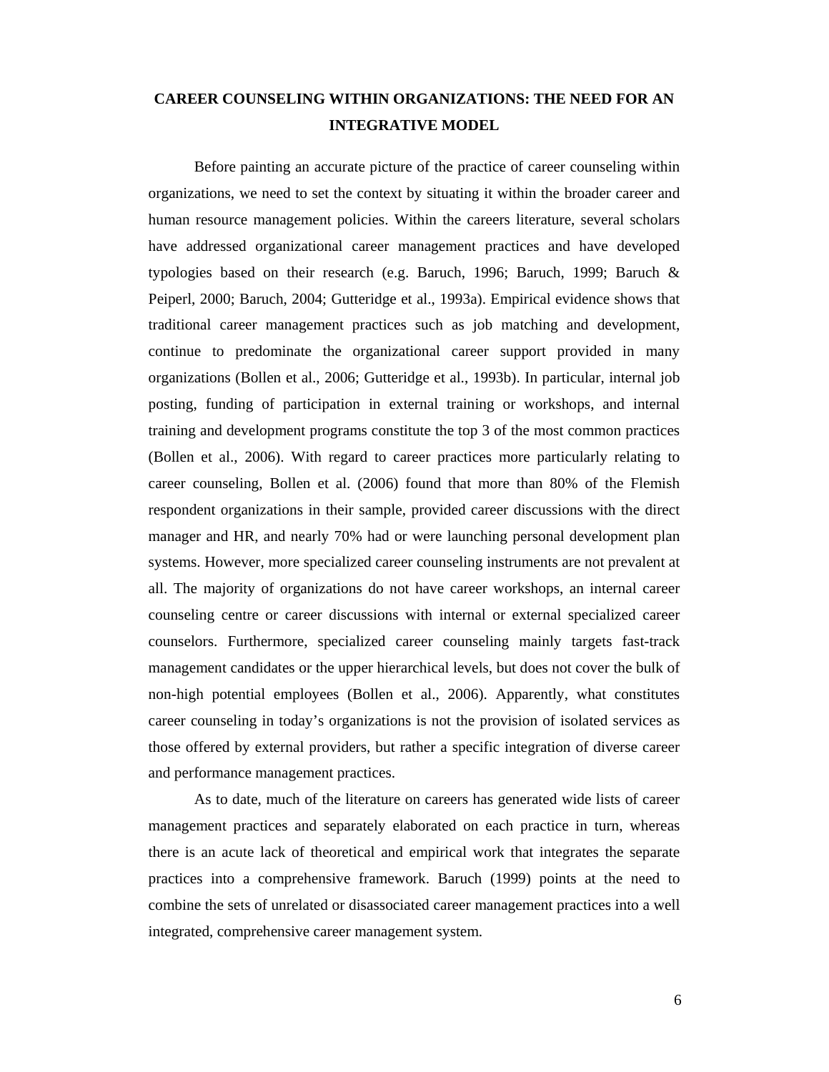# CAREER COUNSELING WITHIN ORGANIZATIONS: THE NEED FOR AN INTEGRATIVE MODEL

Before painting an accurate picture of the practice of career counseling within organizations, we need to set the context by situating it within the broader career and human resource management policies. Within the careers literature, several scholars have addressed organizational career management practices and have developed typologies based on their research (e.g. Baruch, 1996; Baruch, 1999; Baruch & Peiperl, 2000; Baruch, 2004; Gutteridge et al., 1993a). Empirical evidence shows that traditional career management practices such as job matching and development, continue to predominate the organizational career support provided in many organizations (Bollen et al., 2006; Gutteridge et al., 1993b). In particular, internal job posting, funding of participation in external training or workshops, and internal training and development programs constitute the top 3 of the most common practices (Bollen et al., 2006). With regard to career practices more particularly relating to career counseling, Bollen et al. (2006) found that more than 80% of the Flemish respondent organizations in their sample, provided career discussions with the direct manager and HR, and nearly 70% had or were launching personal development plan systems. However, more specialized career counseling instruments are not prevalent at all. The majority of organizations do not have career workshops, an internal career counseling centre or career discussions with internal or external specialized career counselors. Furthermore, specialized career counseling mainly targets fast-track management candidates or the upper hierarchical levels, but does not cover the bulk of non-high potential employees (Bollen et al., 2006). Apparently, what constitutes career counseling in today's organizations is not the provision of isolated services as those offered by external providers, but rather a specific integration of diverse career and performance management practices.

As to date, much of the literature on careers has generated wide lists of career management practices and separately elaborated on each practice in turn, whereas there is an acute lack of theoretical and empirical work that integrates the separate practices into a comprehensive framework. Baruch (1999) points at the need to combine the sets of unrelated or disassociated career management practices into a well integrated, comprehensive career management system.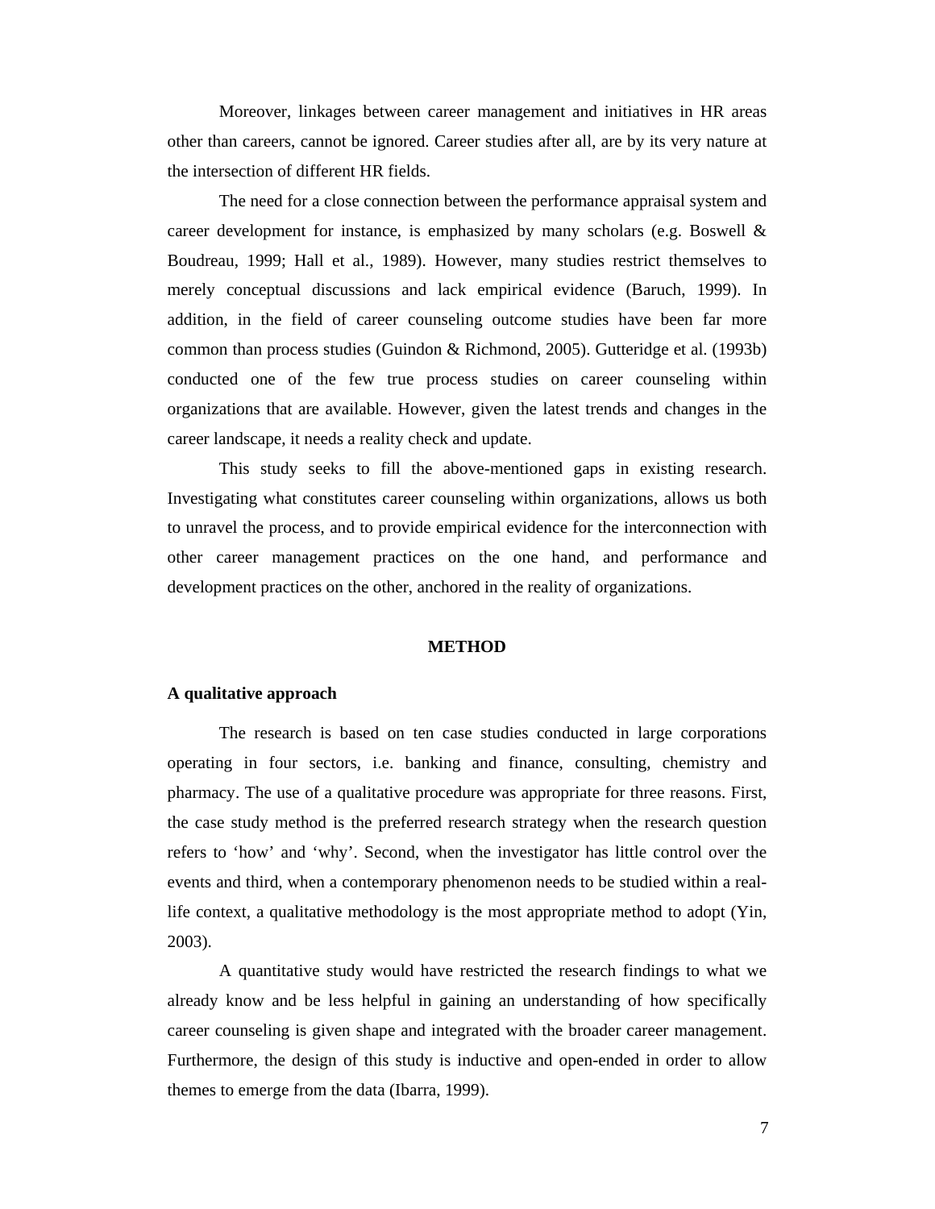Moreover, linkages between career management and initiatives in HR areas other than careers, cannot be ignored. Career studies after all, are by its very nature at the intersection of different HR fields.

The need for a close connection between the performance appraisal system and career development for instance, is emphasized by many scholars (e.g. Boswell & Boudreau, 1999; Hall et al., 1989). However, many studies restrict themselves to merely conceptual discussions and lack empirical evidence (Baruch, 1999). In addition, in the field of career counseling outcome studies have been far more common than process studies (Guindon & Richmond, 2005). Gutteridge et al. (1993b) conducted one of the few true process studies on career counseling within organizations that are available. However, given the latest trends and changes in the career landscape, it needs a reality check and update.

This study seeks to fill the above-mentioned gaps in existing research. Investigating what constitutes career counseling within organizations, allows us both to unravel the process, and to provide empirical evidence for the interconnection with other career management practices on the one hand, and performance and development practices on the other, anchored in the reality of organizations.

## METHOD

### A qualitative approach

The research is based on ten case studies conducted in large corporations operating in four sectors, i.e. banking and finance, consulting, chemistry and pharmacy. The use of a qualitative procedure was appropriate for three reasons. First, the case study method is the preferred research strategy when the research question refers to 'how' and 'why'. Second, when the investigator has little control over the events and third, when a contemporary phenomenon needs to be studied within a real-life context, a qualitative methodology is the most appropriate method to adopt (Yin, 2003).

A quantitative study would have restricted the research findings to what we already know and be less helpful in gaining an understanding of how specifically career counseling is given shape and integrated with the broader career management. Furthermore, the design of this study is inductive and open-ended in order to allow themes to emerge from the data (Ibarra, 1999).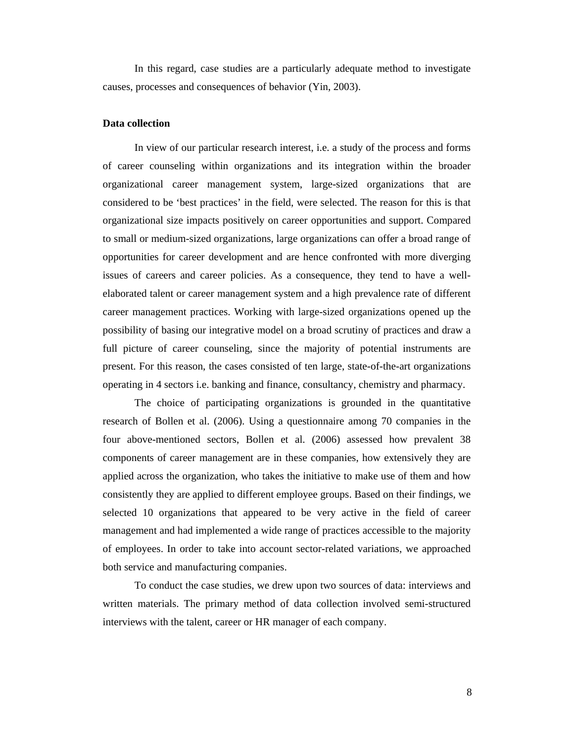In this regard, case studies are a particularly adequate method to investigate causes, processes and consequences of behavior (Yin, 2003).

**Data collection**

In view of our particular research interest, i.e. a study of the process and forms of career counseling within organizations and its integration within the broader organizational career management system, large-sized organizations that are considered to be 'best practices' in the field, were selected. The reason for this is that organizational size impacts positively on career opportunities and support. Compared to small or medium-sized organizations, large organizations can offer a broad range of opportunities for career development and are hence confronted with more diverging issues of careers and career policies. As a consequence, they tend to have a well-elaborated talent or career management system and a high prevalence rate of different career management practices. Working with large-sized organizations opened up the possibility of basing our integrative model on a broad scrutiny of practices and draw a full picture of career counseling, since the majority of potential instruments are present. For this reason, the cases consisted of ten large, state-of-the-art organizations operating in 4 sectors i.e. banking and finance, consultancy, chemistry and pharmacy.

The choice of participating organizations is grounded in the quantitative research of Bollen et al. (2006). Using a questionnaire among 70 companies in the four above-mentioned sectors, Bollen et al. (2006) assessed how prevalent 38 components of career management are in these companies, how extensively they are applied across the organization, who takes the initiative to make use of them and how consistently they are applied to different employee groups. Based on their findings, we selected 10 organizations that appeared to be very active in the field of career management and had implemented a wide range of practices accessible to the majority of employees. In order to take into account sector-related variations, we approached both service and manufacturing companies.

To conduct the case studies, we drew upon two sources of data: interviews and written materials. The primary method of data collection involved semi-structured interviews with the talent, career or HR manager of each company.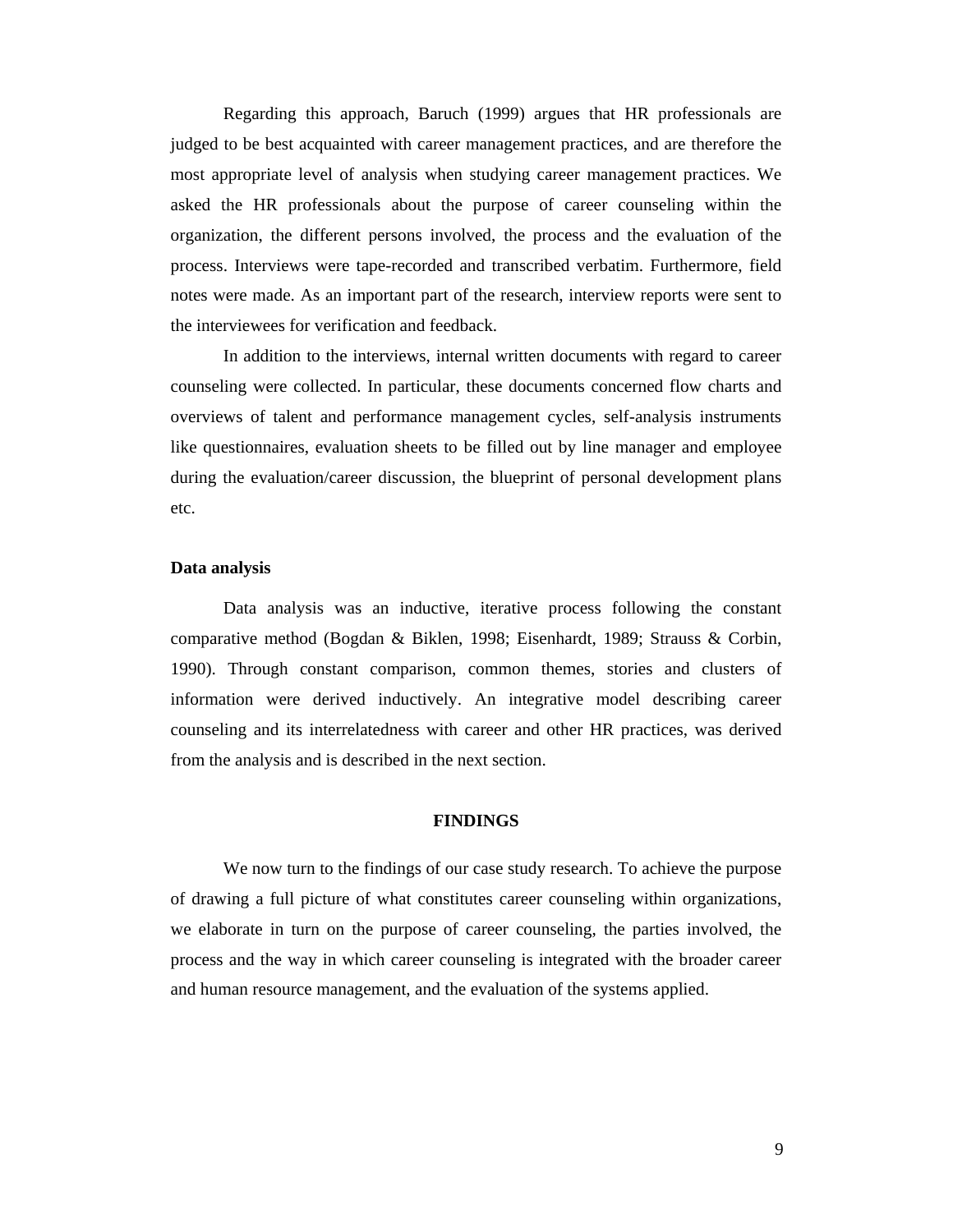Regarding this approach, Baruch (1999) argues that HR professionals are judged to be best acquainted with career management practices, and are therefore the most appropriate level of analysis when studying career management practices. We asked the HR professionals about the purpose of career counseling within the organization, the different persons involved, the process and the evaluation of the process. Interviews were tape-recorded and transcribed verbatim. Furthermore, field notes were made. As an important part of the research, interview reports were sent to the interviewees for verification and feedback.

In addition to the interviews, internal written documents with regard to career counseling were collected. In particular, these documents concerned flow charts and overviews of talent and performance management cycles, self-analysis instruments like questionnaires, evaluation sheets to be filled out by line manager and employee during the evaluation/career discussion, the blueprint of personal development plans etc.

### Data analysis

Data analysis was an inductive, iterative process following the constant comparative method (Bogdan & Biklen, 1998; Eisenhardt, 1989; Strauss & Corbin, 1990). Through constant comparison, common themes, stories and clusters of information were derived inductively. An integrative model describing career counseling and its interrelatedness with career and other HR practices, was derived from the analysis and is described in the next section.

## FINDINGS

We now turn to the findings of our case study research. To achieve the purpose of drawing a full picture of what constitutes career counseling within organizations, we elaborate in turn on the purpose of career counseling, the parties involved, the process and the way in which career counseling is integrated with the broader career and human resource management, and the evaluation of the systems applied.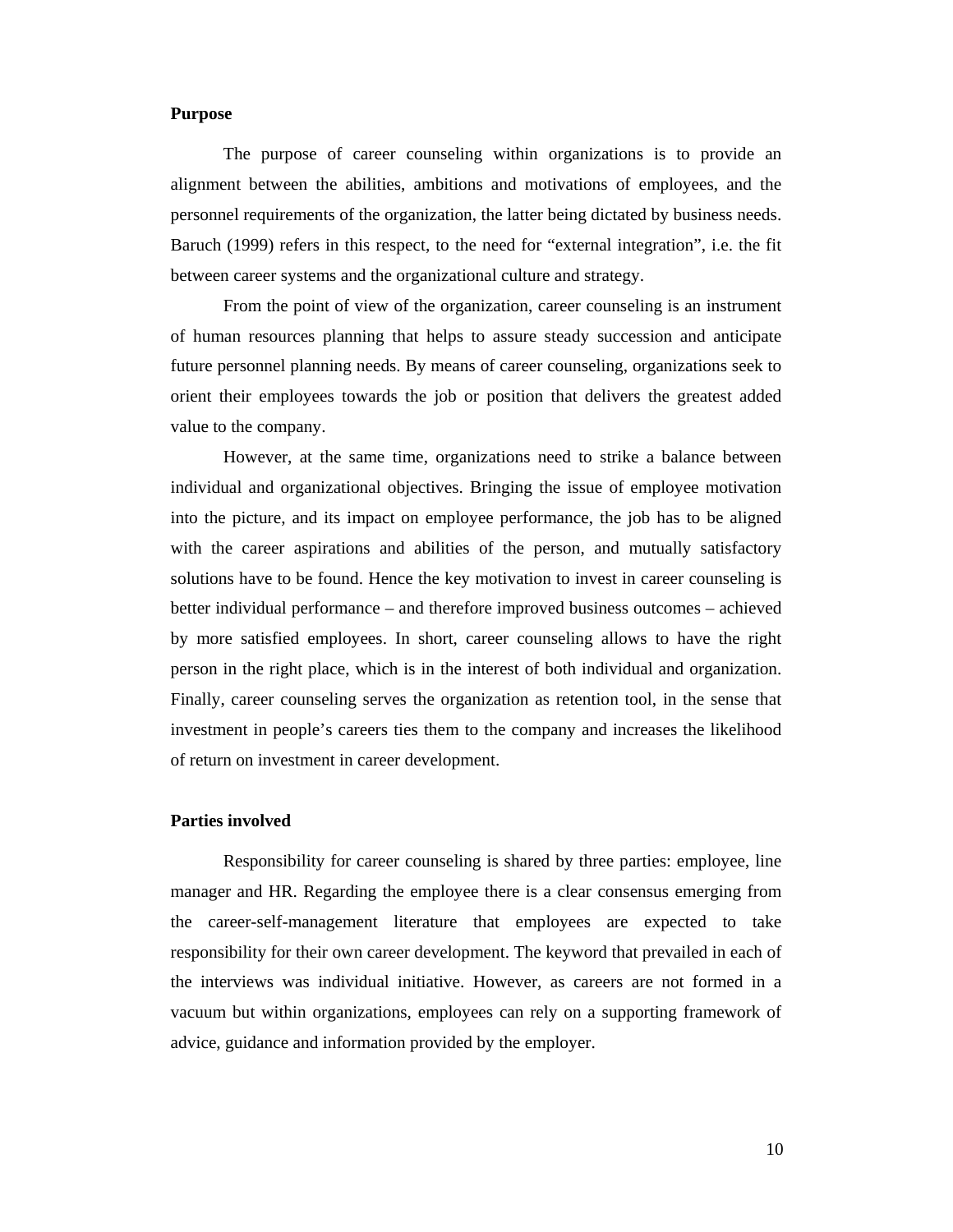**Purpose**

The purpose of career counseling within organizations is to provide an alignment between the abilities, ambitions and motivations of employees, and the personnel requirements of the organization, the latter being dictated by business needs. Baruch (1999) refers in this respect, to the need for "external integration", i.e. the fit between career systems and the organizational culture and strategy.

From the point of view of the organization, career counseling is an instrument of human resources planning that helps to assure steady succession and anticipate future personnel planning needs. By means of career counseling, organizations seek to orient their employees towards the job or position that delivers the greatest added value to the company.

However, at the same time, organizations need to strike a balance between individual and organizational objectives. Bringing the issue of employee motivation into the picture, and its impact on employee performance, the job has to be aligned with the career aspirations and abilities of the person, and mutually satisfactory solutions have to be found. Hence the key motivation to invest in career counseling is better individual performance – and therefore improved business outcomes – achieved by more satisfied employees. In short, career counseling allows to have the right person in the right place, which is in the interest of both individual and organization. Finally, career counseling serves the organization as retention tool, in the sense that investment in people's careers ties them to the company and increases the likelihood of return on investment in career development.

**Parties involved**

Responsibility for career counseling is shared by three parties: employee, line manager and HR. Regarding the employee there is a clear consensus emerging from the career-self-management literature that employees are expected to take responsibility for their own career development. The keyword that prevailed in each of the interviews was individual initiative. However, as careers are not formed in a vacuum but within organizations, employees can rely on a supporting framework of advice, guidance and information provided by the employer.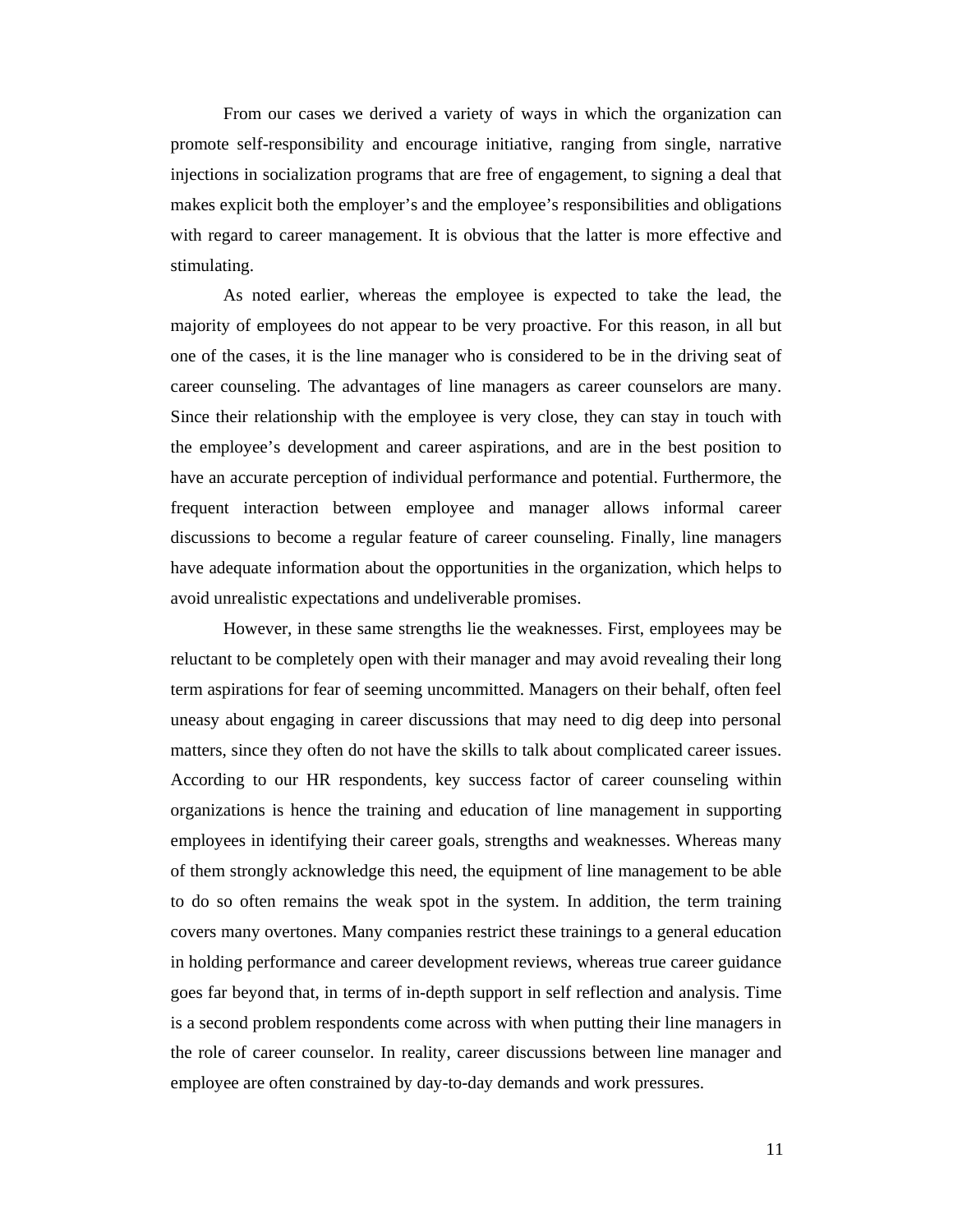From our cases we derived a variety of ways in which the organization can promote self-responsibility and encourage initiative, ranging from single, narrative injections in socialization programs that are free of engagement, to signing a deal that makes explicit both the employer's and the employee's responsibilities and obligations with regard to career management. It is obvious that the latter is more effective and stimulating.

As noted earlier, whereas the employee is expected to take the lead, the majority of employees do not appear to be very proactive. For this reason, in all but one of the cases, it is the line manager who is considered to be in the driving seat of career counseling. The advantages of line managers as career counselors are many. Since their relationship with the employee is very close, they can stay in touch with the employee's development and career aspirations, and are in the best position to have an accurate perception of individual performance and potential. Furthermore, the frequent interaction between employee and manager allows informal career discussions to become a regular feature of career counseling. Finally, line managers have adequate information about the opportunities in the organization, which helps to avoid unrealistic expectations and undeliverable promises.

However, in these same strengths lie the weaknesses. First, employees may be reluctant to be completely open with their manager and may avoid revealing their long term aspirations for fear of seeming uncommitted. Managers on their behalf, often feel uneasy about engaging in career discussions that may need to dig deep into personal matters, since they often do not have the skills to talk about complicated career issues. According to our HR respondents, key success factor of career counseling within organizations is hence the training and education of line management in supporting employees in identifying their career goals, strengths and weaknesses. Whereas many of them strongly acknowledge this need, the equipment of line management to be able to do so often remains the weak spot in the system. In addition, the term training covers many overtones. Many companies restrict these trainings to a general education in holding performance and career development reviews, whereas true career guidance goes far beyond that, in terms of in-depth support in self reflection and analysis. Time is a second problem respondents come across with when putting their line managers in the role of career counselor. In reality, career discussions between line manager and employee are often constrained by day-to-day demands and work pressures.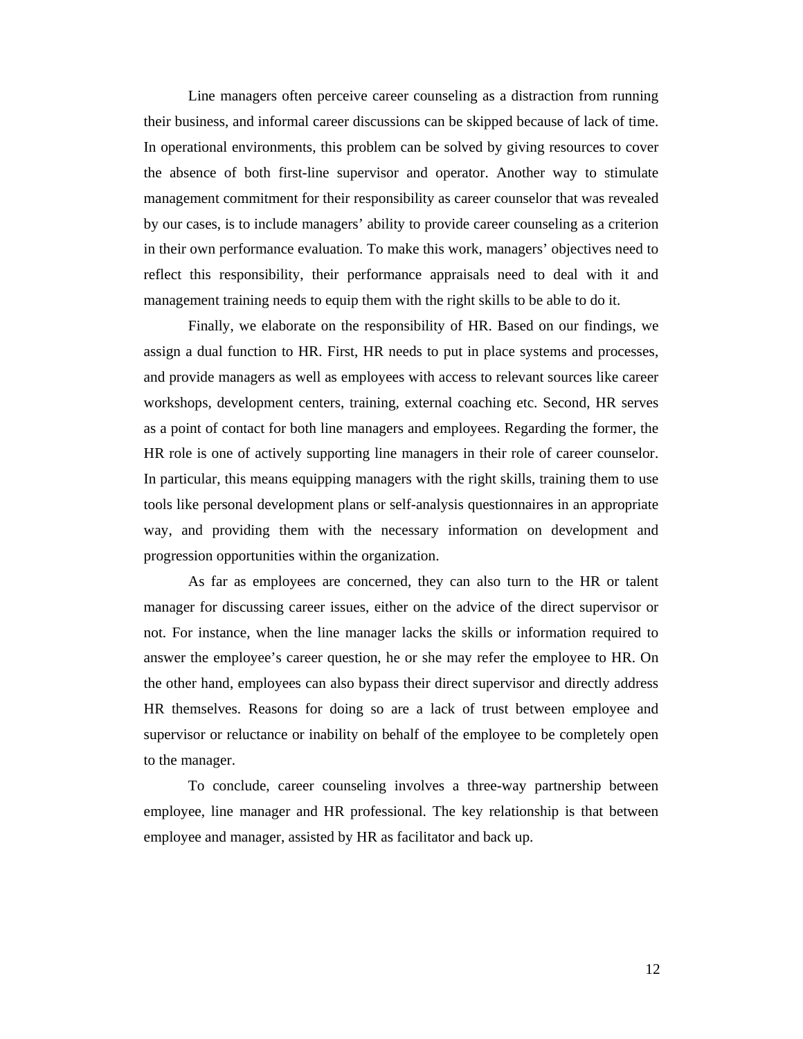Line managers often perceive career counseling as a distraction from running their business, and informal career discussions can be skipped because of lack of time. In operational environments, this problem can be solved by giving resources to cover the absence of both first-line supervisor and operator. Another way to stimulate management commitment for their responsibility as career counselor that was revealed by our cases, is to include managers' ability to provide career counseling as a criterion in their own performance evaluation. To make this work, managers' objectives need to reflect this responsibility, their performance appraisals need to deal with it and management training needs to equip them with the right skills to be able to do it.

Finally, we elaborate on the responsibility of HR. Based on our findings, we assign a dual function to HR. First, HR needs to put in place systems and processes, and provide managers as well as employees with access to relevant sources like career workshops, development centers, training, external coaching etc. Second, HR serves as a point of contact for both line managers and employees. Regarding the former, the HR role is one of actively supporting line managers in their role of career counselor. In particular, this means equipping managers with the right skills, training them to use tools like personal development plans or self-analysis questionnaires in an appropriate way, and providing them with the necessary information on development and progression opportunities within the organization.

As far as employees are concerned, they can also turn to the HR or talent manager for discussing career issues, either on the advice of the direct supervisor or not. For instance, when the line manager lacks the skills or information required to answer the employee's career question, he or she may refer the employee to HR. On the other hand, employees can also bypass their direct supervisor and directly address HR themselves. Reasons for doing so are a lack of trust between employee and supervisor or reluctance or inability on behalf of the employee to be completely open to the manager.

To conclude, career counseling involves a three-way partnership between employee, line manager and HR professional. The key relationship is that between employee and manager, assisted by HR as facilitator and back up.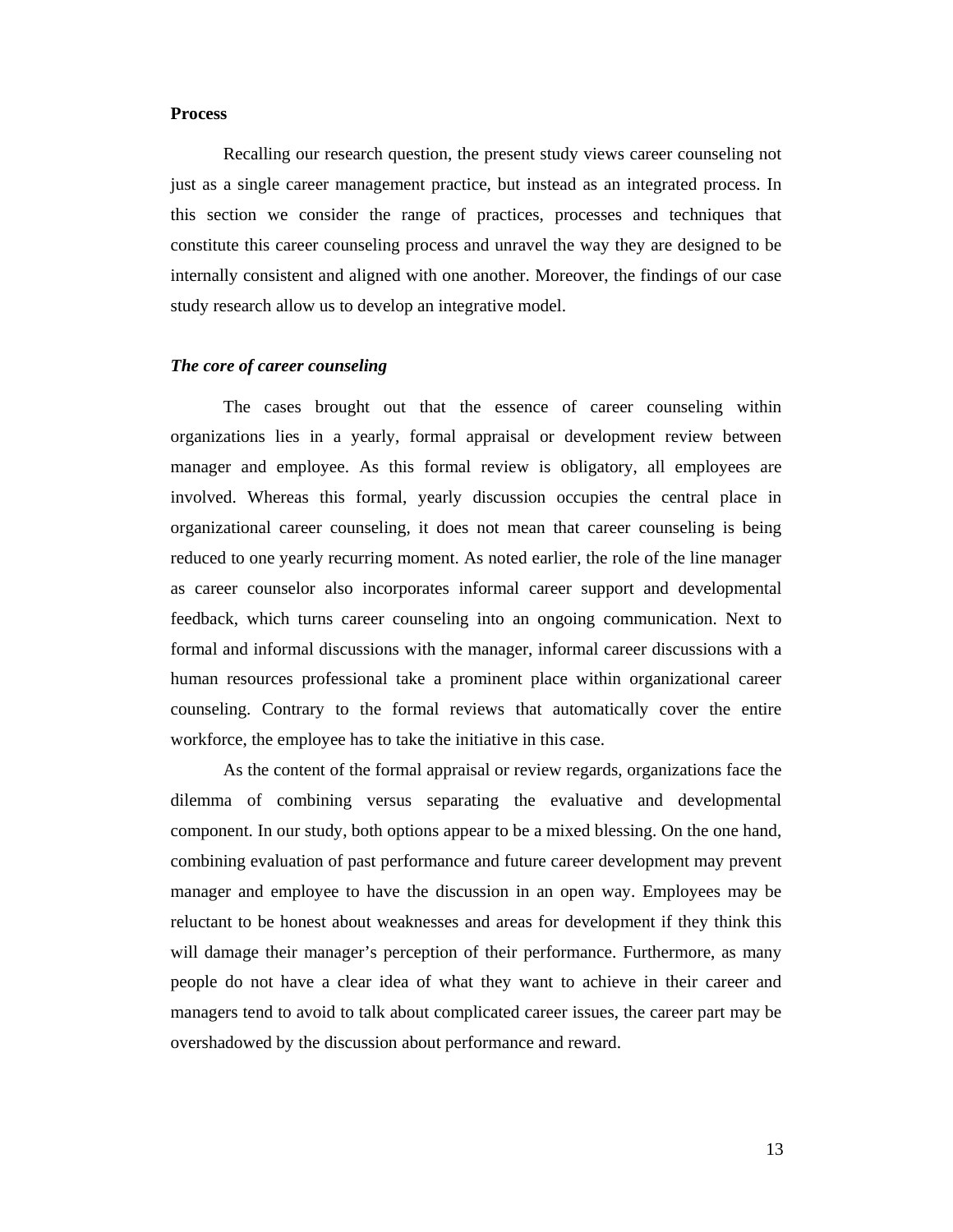**Process**

Recalling our research question, the present study views career counseling not just as a single career management practice, but instead as an integrated process. In this section we consider the range of practices, processes and techniques that constitute this career counseling process and unravel the way they are designed to be internally consistent and aligned with one another. Moreover, the findings of our case study research allow us to develop an integrative model.

***The core of career counseling***

The cases brought out that the essence of career counseling within organizations lies in a yearly, formal appraisal or development review between manager and employee. As this formal review is obligatory, all employees are involved. Whereas this formal, yearly discussion occupies the central place in organizational career counseling, it does not mean that career counseling is being reduced to one yearly recurring moment. As noted earlier, the role of the line manager as career counselor also incorporates informal career support and developmental feedback, which turns career counseling into an ongoing communication. Next to formal and informal discussions with the manager, informal career discussions with a human resources professional take a prominent place within organizational career counseling. Contrary to the formal reviews that automatically cover the entire workforce, the employee has to take the initiative in this case.

As the content of the formal appraisal or review regards, organizations face the dilemma of combining versus separating the evaluative and developmental component. In our study, both options appear to be a mixed blessing. On the one hand, combining evaluation of past performance and future career development may prevent manager and employee to have the discussion in an open way. Employees may be reluctant to be honest about weaknesses and areas for development if they think this will damage their manager's perception of their performance. Furthermore, as many people do not have a clear idea of what they want to achieve in their career and managers tend to avoid to talk about complicated career issues, the career part may be overshadowed by the discussion about performance and reward.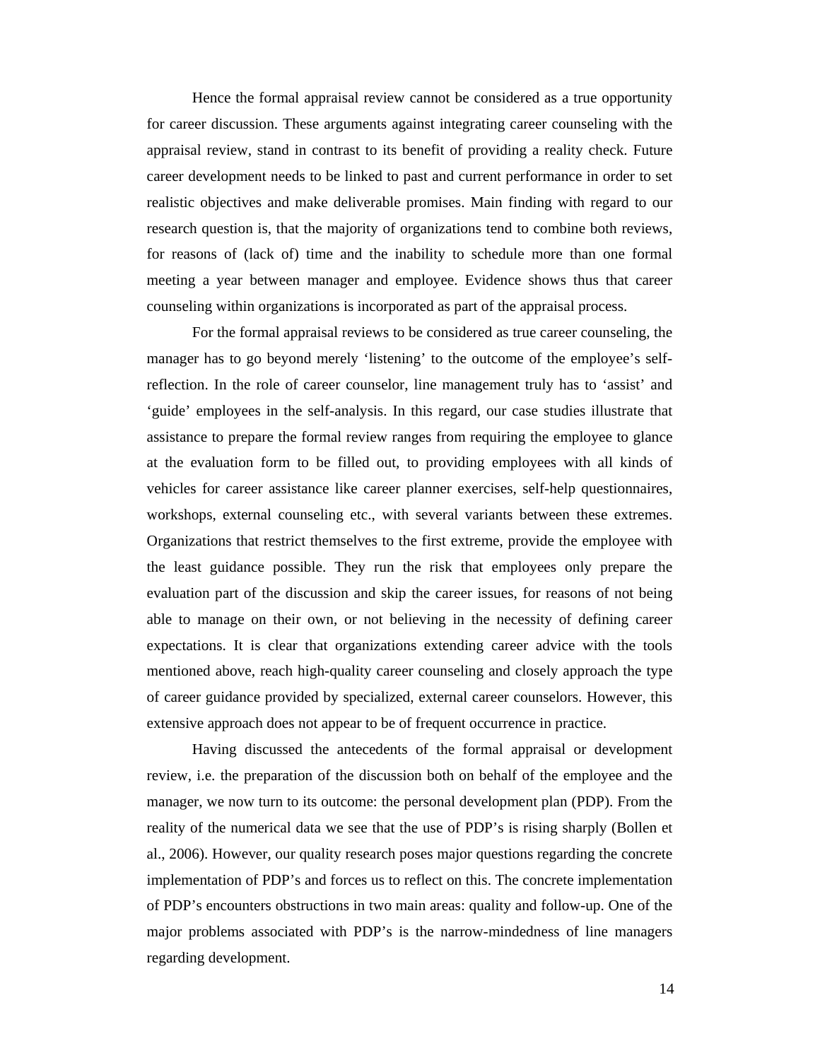Hence the formal appraisal review cannot be considered as a true opportunity for career discussion. These arguments against integrating career counseling with the appraisal review, stand in contrast to its benefit of providing a reality check. Future career development needs to be linked to past and current performance in order to set realistic objectives and make deliverable promises. Main finding with regard to our research question is, that the majority of organizations tend to combine both reviews, for reasons of (lack of) time and the inability to schedule more than one formal meeting a year between manager and employee. Evidence shows thus that career counseling within organizations is incorporated as part of the appraisal process.

For the formal appraisal reviews to be considered as true career counseling, the manager has to go beyond merely 'listening' to the outcome of the employee's self-reflection. In the role of career counselor, line management truly has to 'assist' and 'guide' employees in the self-analysis. In this regard, our case studies illustrate that assistance to prepare the formal review ranges from requiring the employee to glance at the evaluation form to be filled out, to providing employees with all kinds of vehicles for career assistance like career planner exercises, self-help questionnaires, workshops, external counseling etc., with several variants between these extremes. Organizations that restrict themselves to the first extreme, provide the employee with the least guidance possible. They run the risk that employees only prepare the evaluation part of the discussion and skip the career issues, for reasons of not being able to manage on their own, or not believing in the necessity of defining career expectations. It is clear that organizations extending career advice with the tools mentioned above, reach high-quality career counseling and closely approach the type of career guidance provided by specialized, external career counselors. However, this extensive approach does not appear to be of frequent occurrence in practice.

Having discussed the antecedents of the formal appraisal or development review, i.e. the preparation of the discussion both on behalf of the employee and the manager, we now turn to its outcome: the personal development plan (PDP). From the reality of the numerical data we see that the use of PDP's is rising sharply (Bollen et al., 2006). However, our quality research poses major questions regarding the concrete implementation of PDP's and forces us to reflect on this. The concrete implementation of PDP's encounters obstructions in two main areas: quality and follow-up. One of the major problems associated with PDP's is the narrow-mindedness of line managers regarding development.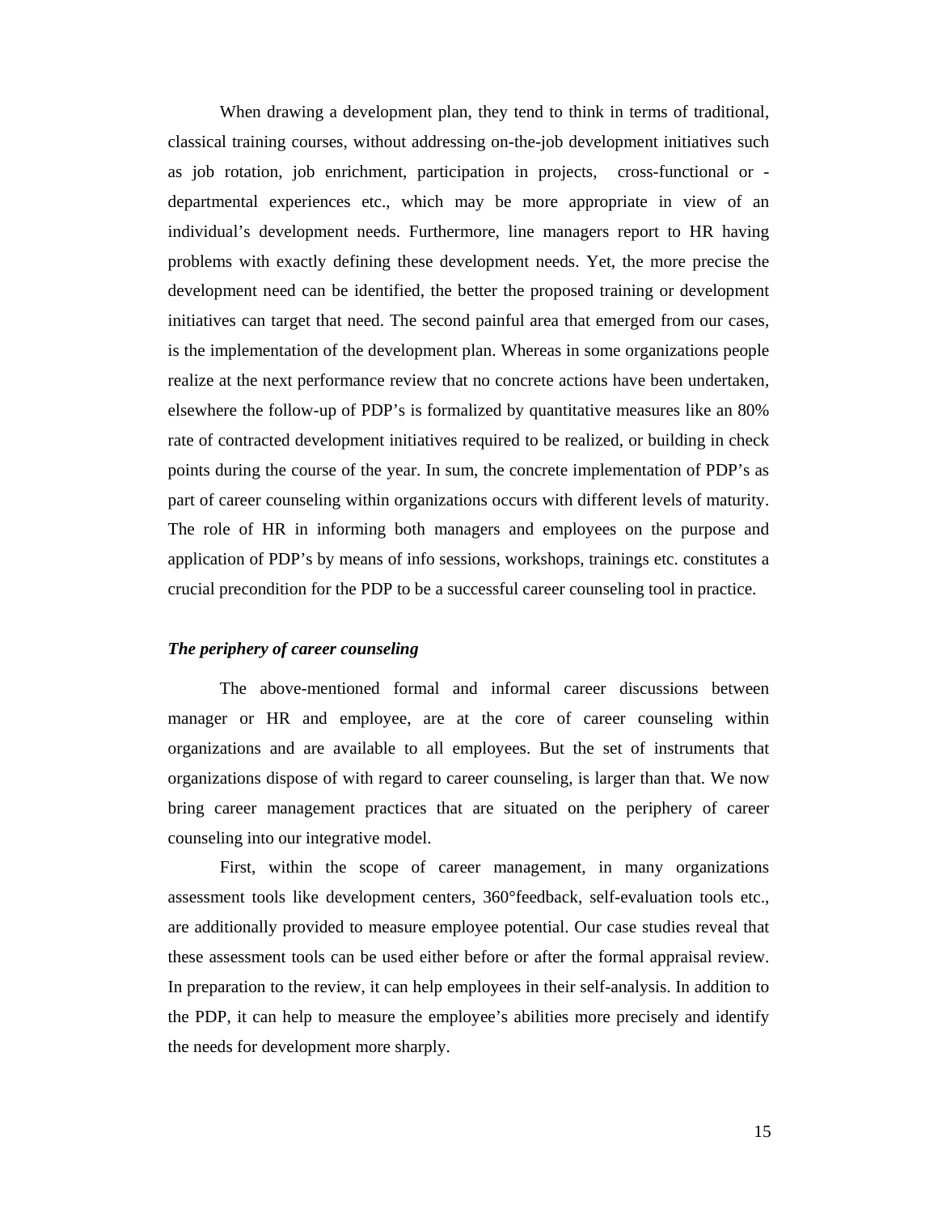When drawing a development plan, they tend to think in terms of traditional, classical training courses, without addressing on-the-job development initiatives such as job rotation, job enrichment, participation in projects, cross-functional or -departmental experiences etc., which may be more appropriate in view of an individual's development needs. Furthermore, line managers report to HR having problems with exactly defining these development needs. Yet, the more precise the development need can be identified, the better the proposed training or development initiatives can target that need. The second painful area that emerged from our cases, is the implementation of the development plan. Whereas in some organizations people realize at the next performance review that no concrete actions have been undertaken, elsewhere the follow-up of PDP's is formalized by quantitative measures like an 80% rate of contracted development initiatives required to be realized, or building in check points during the course of the year. In sum, the concrete implementation of PDP's as part of career counseling within organizations occurs with different levels of maturity. The role of HR in informing both managers and employees on the purpose and application of PDP's by means of info sessions, workshops, trainings etc. constitutes a crucial precondition for the PDP to be a successful career counseling tool in practice.

***The periphery of career counseling***

The above-mentioned formal and informal career discussions between manager or HR and employee, are at the core of career counseling within organizations and are available to all employees. But the set of instruments that organizations dispose of with regard to career counseling, is larger than that. We now bring career management practices that are situated on the periphery of career counseling into our integrative model.

First, within the scope of career management, in many organizations assessment tools like development centers, 360°feedback, self-evaluation tools etc., are additionally provided to measure employee potential. Our case studies reveal that these assessment tools can be used either before or after the formal appraisal review. In preparation to the review, it can help employees in their self-analysis. In addition to the PDP, it can help to measure the employee's abilities more precisely and identify the needs for development more sharply.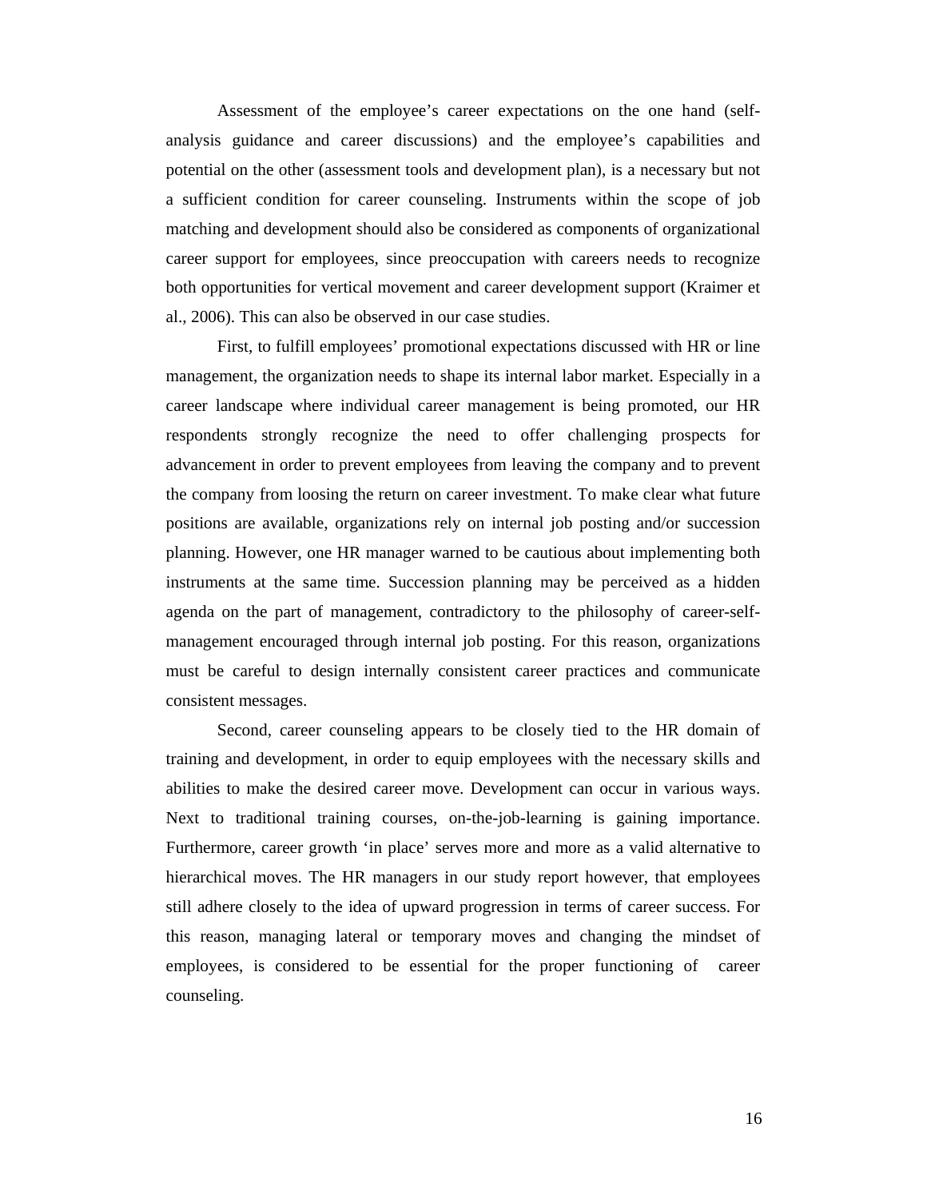Assessment of the employee's career expectations on the one hand (self-analysis guidance and career discussions) and the employee's capabilities and potential on the other (assessment tools and development plan), is a necessary but not a sufficient condition for career counseling. Instruments within the scope of job matching and development should also be considered as components of organizational career support for employees, since preoccupation with careers needs to recognize both opportunities for vertical movement and career development support (Kraimer et al., 2006). This can also be observed in our case studies.

First, to fulfill employees' promotional expectations discussed with HR or line management, the organization needs to shape its internal labor market. Especially in a career landscape where individual career management is being promoted, our HR respondents strongly recognize the need to offer challenging prospects for advancement in order to prevent employees from leaving the company and to prevent the company from loosing the return on career investment. To make clear what future positions are available, organizations rely on internal job posting and/or succession planning. However, one HR manager warned to be cautious about implementing both instruments at the same time. Succession planning may be perceived as a hidden agenda on the part of management, contradictory to the philosophy of career-self-management encouraged through internal job posting. For this reason, organizations must be careful to design internally consistent career practices and communicate consistent messages.

Second, career counseling appears to be closely tied to the HR domain of training and development, in order to equip employees with the necessary skills and abilities to make the desired career move. Development can occur in various ways. Next to traditional training courses, on-the-job-learning is gaining importance. Furthermore, career growth 'in place' serves more and more as a valid alternative to hierarchical moves. The HR managers in our study report however, that employees still adhere closely to the idea of upward progression in terms of career success. For this reason, managing lateral or temporary moves and changing the mindset of employees, is considered to be essential for the proper functioning of career counseling.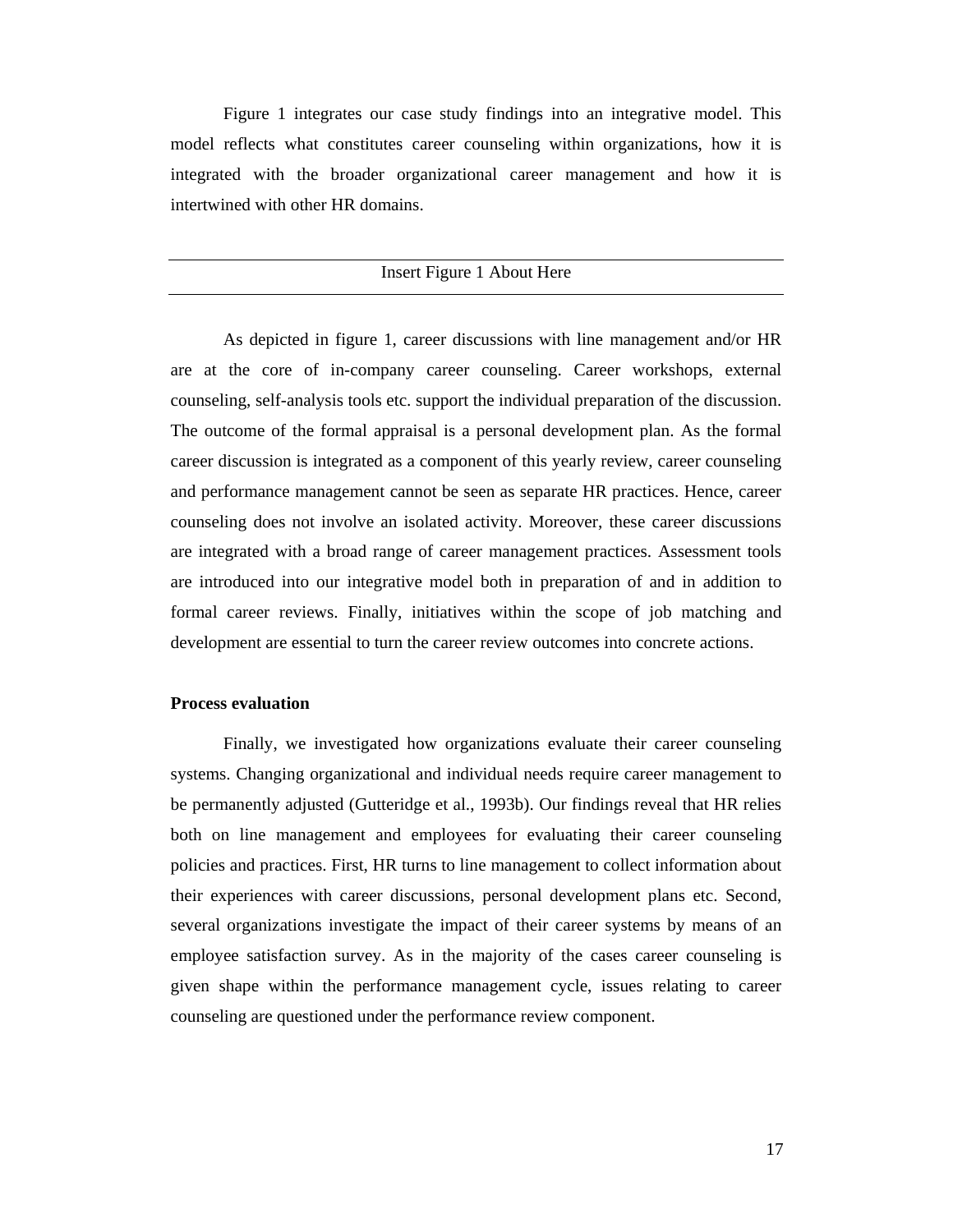Figure 1 integrates our case study findings into an integrative model. This model reflects what constitutes career counseling within organizations, how it is integrated with the broader organizational career management and how it is intertwined with other HR domains.

---

Insert Figure 1 About Here

---

As depicted in figure 1, career discussions with line management and/or HR are at the core of in-company career counseling. Career workshops, external counseling, self-analysis tools etc. support the individual preparation of the discussion. The outcome of the formal appraisal is a personal development plan. As the formal career discussion is integrated as a component of this yearly review, career counseling and performance management cannot be seen as separate HR practices. Hence, career counseling does not involve an isolated activity. Moreover, these career discussions are integrated with a broad range of career management practices. Assessment tools are introduced into our integrative model both in preparation of and in addition to formal career reviews. Finally, initiatives within the scope of job matching and development are essential to turn the career review outcomes into concrete actions.

**Process evaluation**

Finally, we investigated how organizations evaluate their career counseling systems. Changing organizational and individual needs require career management to be permanently adjusted (Gutteridge et al., 1993b). Our findings reveal that HR relies both on line management and employees for evaluating their career counseling policies and practices. First, HR turns to line management to collect information about their experiences with career discussions, personal development plans etc. Second, several organizations investigate the impact of their career systems by means of an employee satisfaction survey. As in the majority of the cases career counseling is given shape within the performance management cycle, issues relating to career counseling are questioned under the performance review component.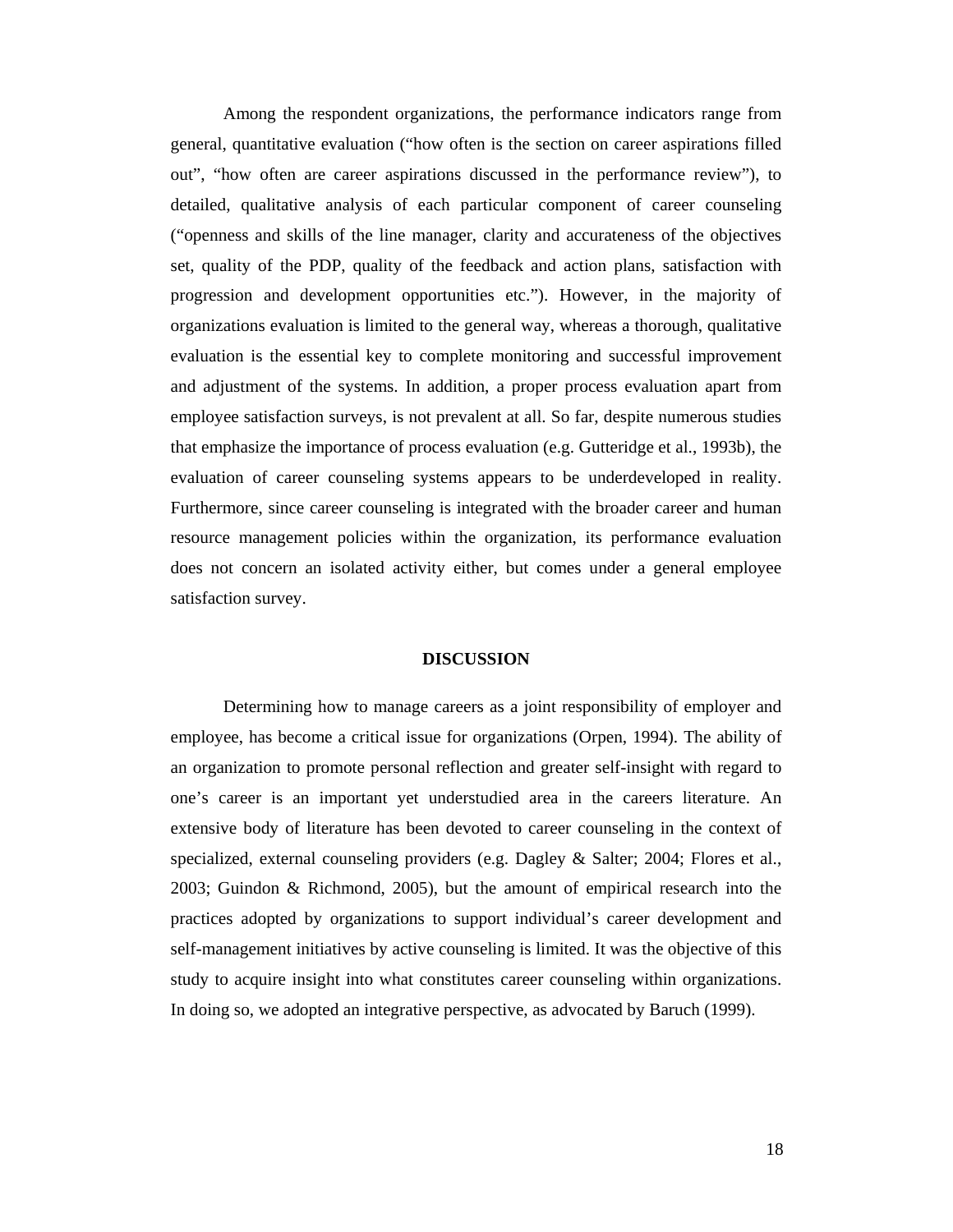Among the respondent organizations, the performance indicators range from general, quantitative evaluation ("how often is the section on career aspirations filled out", "how often are career aspirations discussed in the performance review"), to detailed, qualitative analysis of each particular component of career counseling ("openness and skills of the line manager, clarity and accurateness of the objectives set, quality of the PDP, quality of the feedback and action plans, satisfaction with progression and development opportunities etc."). However, in the majority of organizations evaluation is limited to the general way, whereas a thorough, qualitative evaluation is the essential key to complete monitoring and successful improvement and adjustment of the systems. In addition, a proper process evaluation apart from employee satisfaction surveys, is not prevalent at all. So far, despite numerous studies that emphasize the importance of process evaluation (e.g. Gutteridge et al., 1993b), the evaluation of career counseling systems appears to be underdeveloped in reality. Furthermore, since career counseling is integrated with the broader career and human resource management policies within the organization, its performance evaluation does not concern an isolated activity either, but comes under a general employee satisfaction survey.

## DISCUSSION

Determining how to manage careers as a joint responsibility of employer and employee, has become a critical issue for organizations (Orpen, 1994). The ability of an organization to promote personal reflection and greater self-insight with regard to one's career is an important yet understudied area in the careers literature. An extensive body of literature has been devoted to career counseling in the context of specialized, external counseling providers (e.g. Dagley & Salter; 2004; Flores et al., 2003; Guindon & Richmond, 2005), but the amount of empirical research into the practices adopted by organizations to support individual's career development and self-management initiatives by active counseling is limited. It was the objective of this study to acquire insight into what constitutes career counseling within organizations. In doing so, we adopted an integrative perspective, as advocated by Baruch (1999).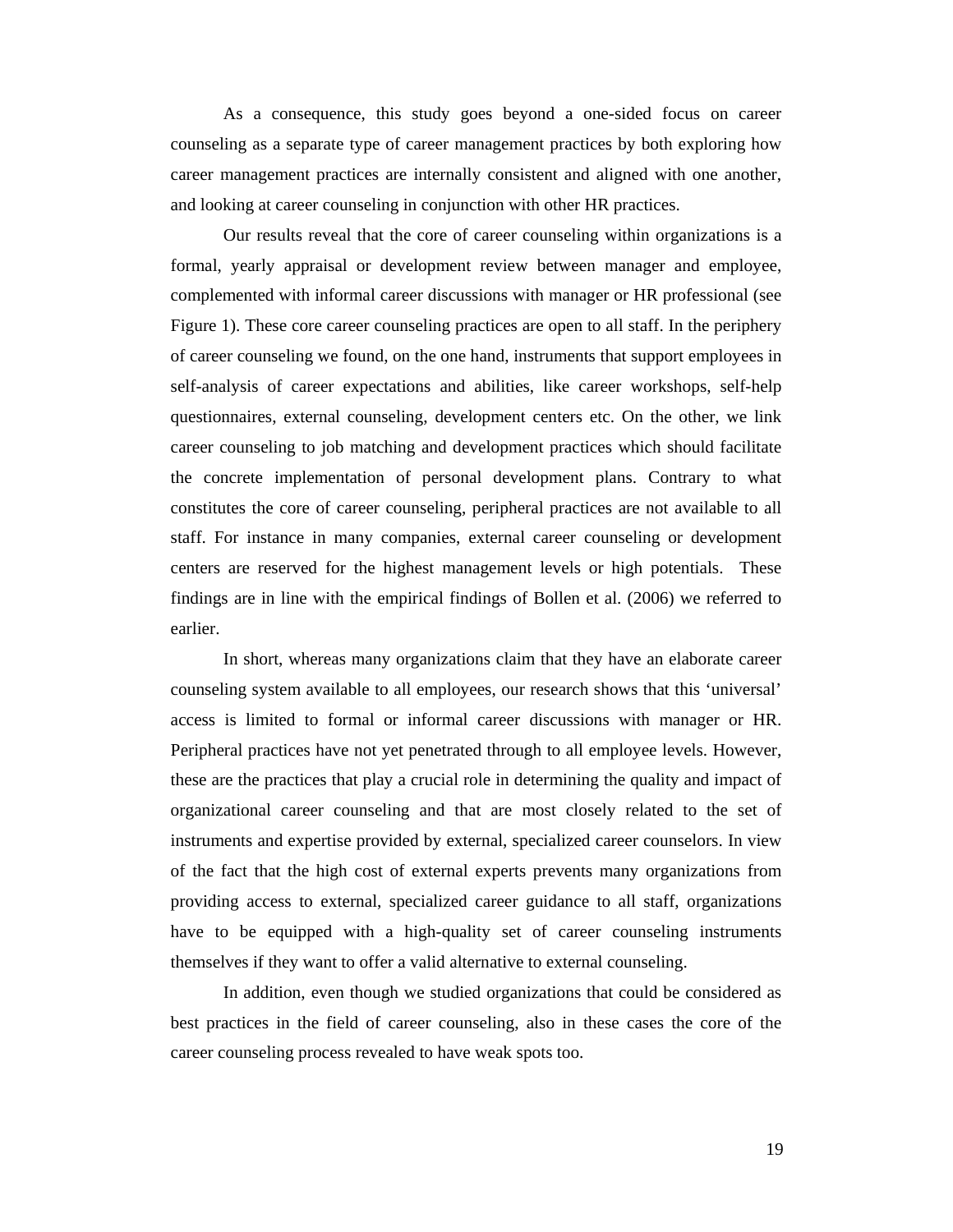As a consequence, this study goes beyond a one-sided focus on career counseling as a separate type of career management practices by both exploring how career management practices are internally consistent and aligned with one another, and looking at career counseling in conjunction with other HR practices.

Our results reveal that the core of career counseling within organizations is a formal, yearly appraisal or development review between manager and employee, complemented with informal career discussions with manager or HR professional (see Figure 1). These core career counseling practices are open to all staff. In the periphery of career counseling we found, on the one hand, instruments that support employees in self-analysis of career expectations and abilities, like career workshops, self-help questionnaires, external counseling, development centers etc. On the other, we link career counseling to job matching and development practices which should facilitate the concrete implementation of personal development plans. Contrary to what constitutes the core of career counseling, peripheral practices are not available to all staff. For instance in many companies, external career counseling or development centers are reserved for the highest management levels or high potentials. These findings are in line with the empirical findings of Bollen et al. (2006) we referred to earlier.

In short, whereas many organizations claim that they have an elaborate career counseling system available to all employees, our research shows that this 'universal' access is limited to formal or informal career discussions with manager or HR. Peripheral practices have not yet penetrated through to all employee levels. However, these are the practices that play a crucial role in determining the quality and impact of organizational career counseling and that are most closely related to the set of instruments and expertise provided by external, specialized career counselors. In view of the fact that the high cost of external experts prevents many organizations from providing access to external, specialized career guidance to all staff, organizations have to be equipped with a high-quality set of career counseling instruments themselves if they want to offer a valid alternative to external counseling.

In addition, even though we studied organizations that could be considered as best practices in the field of career counseling, also in these cases the core of the career counseling process revealed to have weak spots too.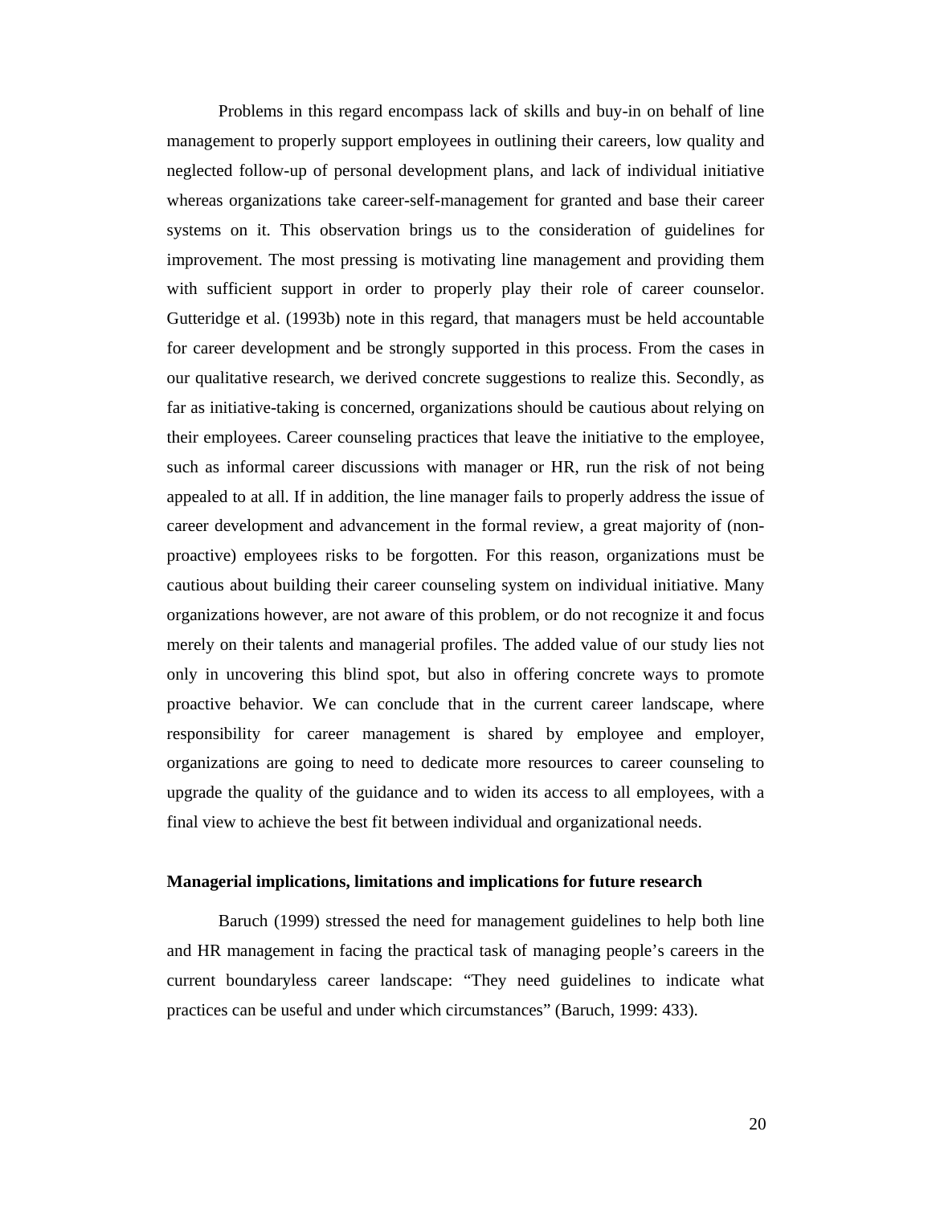Problems in this regard encompass lack of skills and buy-in on behalf of line management to properly support employees in outlining their careers, low quality and neglected follow-up of personal development plans, and lack of individual initiative whereas organizations take career-self-management for granted and base their career systems on it. This observation brings us to the consideration of guidelines for improvement. The most pressing is motivating line management and providing them with sufficient support in order to properly play their role of career counselor. Gutteridge et al. (1993b) note in this regard, that managers must be held accountable for career development and be strongly supported in this process. From the cases in our qualitative research, we derived concrete suggestions to realize this. Secondly, as far as initiative-taking is concerned, organizations should be cautious about relying on their employees. Career counseling practices that leave the initiative to the employee, such as informal career discussions with manager or HR, run the risk of not being appealed to at all. If in addition, the line manager fails to properly address the issue of career development and advancement in the formal review, a great majority of (non-proactive) employees risks to be forgotten. For this reason, organizations must be cautious about building their career counseling system on individual initiative. Many organizations however, are not aware of this problem, or do not recognize it and focus merely on their talents and managerial profiles. The added value of our study lies not only in uncovering this blind spot, but also in offering concrete ways to promote proactive behavior. We can conclude that in the current career landscape, where responsibility for career management is shared by employee and employer, organizations are going to need to dedicate more resources to career counseling to upgrade the quality of the guidance and to widen its access to all employees, with a final view to achieve the best fit between individual and organizational needs.

**Managerial implications, limitations and implications for future research**

Baruch (1999) stressed the need for management guidelines to help both line and HR management in facing the practical task of managing people's careers in the current boundaryless career landscape: "They need guidelines to indicate what practices can be useful and under which circumstances" (Baruch, 1999: 433).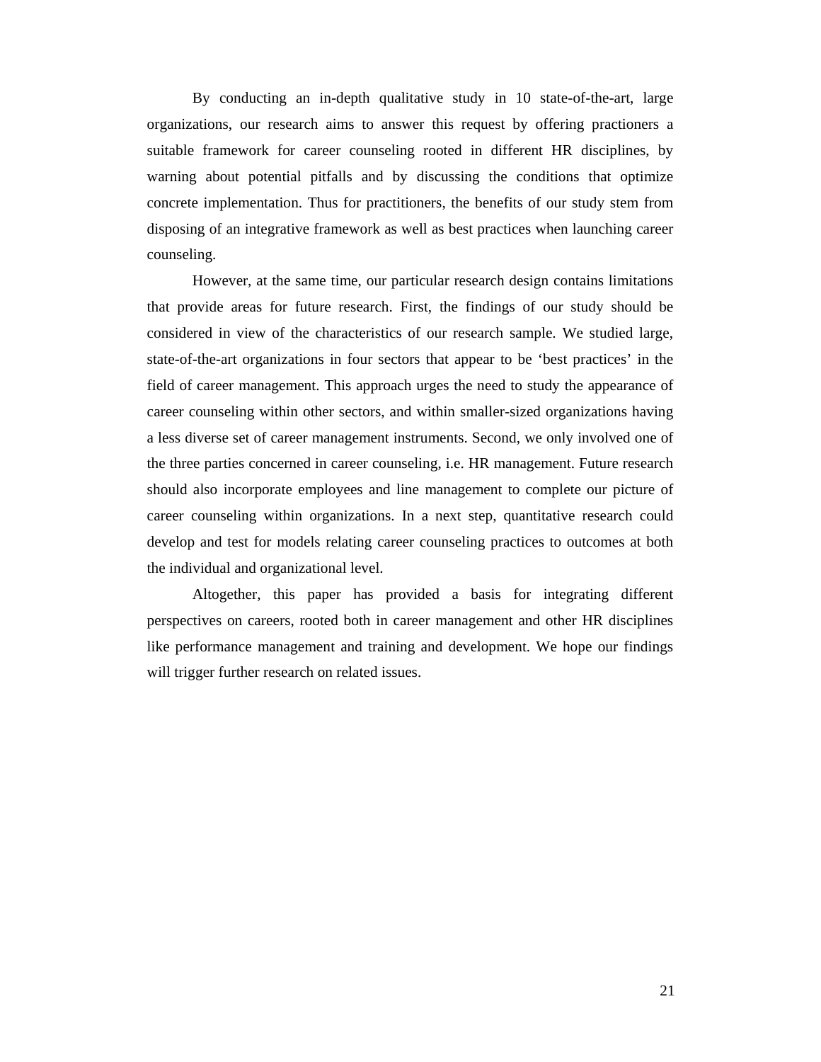By conducting an in-depth qualitative study in 10 state-of-the-art, large organizations, our research aims to answer this request by offering practioners a suitable framework for career counseling rooted in different HR disciplines, by warning about potential pitfalls and by discussing the conditions that optimize concrete implementation. Thus for practitioners, the benefits of our study stem from disposing of an integrative framework as well as best practices when launching career counseling.

However, at the same time, our particular research design contains limitations that provide areas for future research. First, the findings of our study should be considered in view of the characteristics of our research sample. We studied large, state-of-the-art organizations in four sectors that appear to be 'best practices' in the field of career management. This approach urges the need to study the appearance of career counseling within other sectors, and within smaller-sized organizations having a less diverse set of career management instruments. Second, we only involved one of the three parties concerned in career counseling, i.e. HR management. Future research should also incorporate employees and line management to complete our picture of career counseling within organizations. In a next step, quantitative research could develop and test for models relating career counseling practices to outcomes at both the individual and organizational level.

Altogether, this paper has provided a basis for integrating different perspectives on careers, rooted both in career management and other HR disciplines like performance management and training and development. We hope our findings will trigger further research on related issues.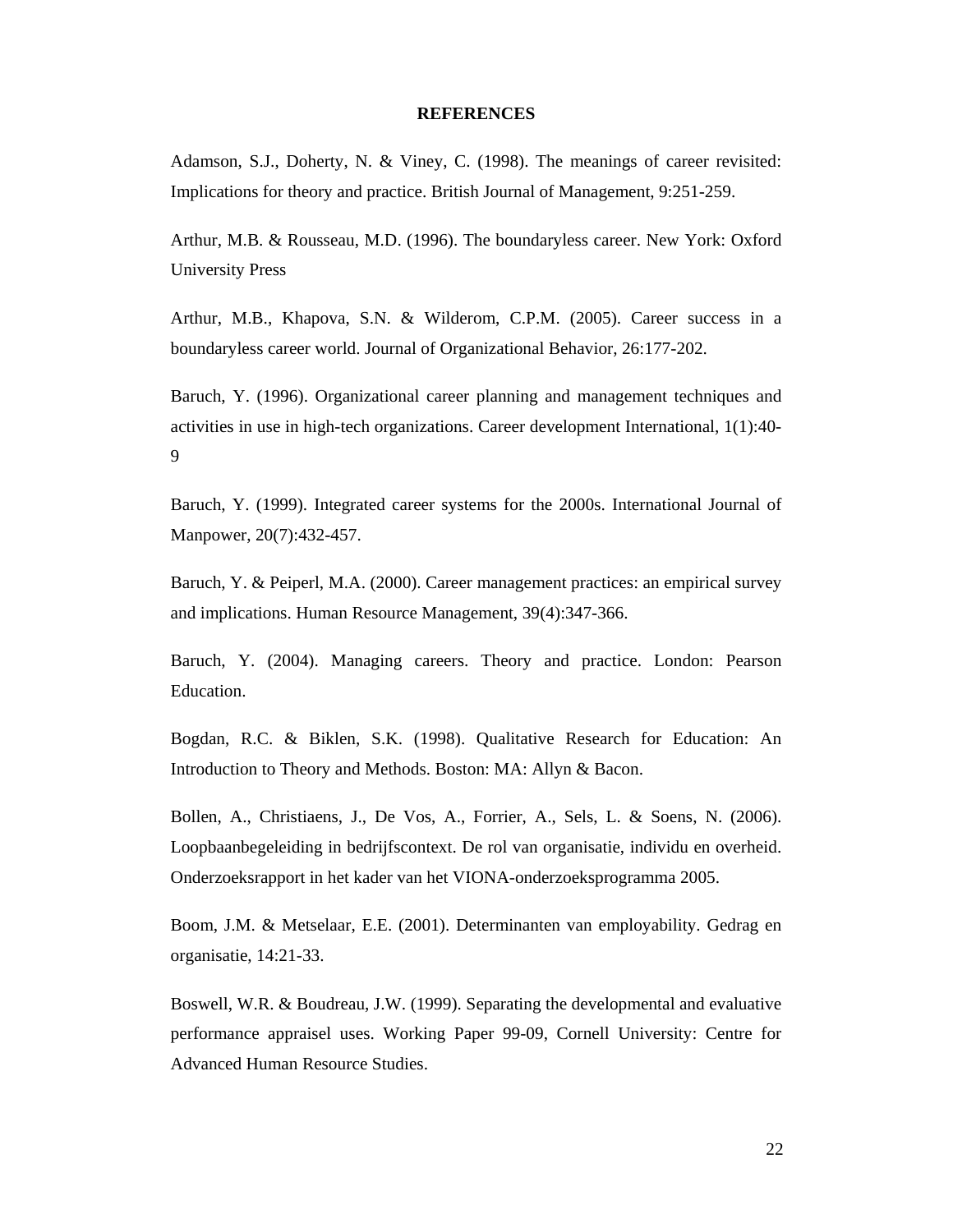## REFERENCES

Adamson, S.J., Doherty, N. & Viney, C. (1998). The meanings of career revisited: Implications for theory and practice. British Journal of Management, 9:251-259.

Arthur, M.B. & Rousseau, M.D. (1996). The boundaryless career. New York: Oxford University Press

Arthur, M.B., Khapova, S.N. & Wilderom, C.P.M. (2005). Career success in a boundaryless career world. Journal of Organizational Behavior, 26:177-202.

Baruch, Y. (1996). Organizational career planning and management techniques and activities in use in high-tech organizations. Career development International, 1(1):40-9

Baruch, Y. (1999). Integrated career systems for the 2000s. International Journal of Manpower, 20(7):432-457.

Baruch, Y. & Peiperl, M.A. (2000). Career management practices: an empirical survey and implications. Human Resource Management, 39(4):347-366.

Baruch, Y. (2004). Managing careers. Theory and practice. London: Pearson Education.

Bogdan, R.C. & Biklen, S.K. (1998). Qualitative Research for Education: An Introduction to Theory and Methods. Boston: MA: Allyn & Bacon.

Bollen, A., Christiaens, J., De Vos, A., Forrier, A., Sels, L. & Soens, N. (2006). Loopbaanbegeleiding in bedrijfscontext. De rol van organisatie, individu en overheid. Onderzoeksrapport in het kader van het VIONA-onderzoeksprogramma 2005.

Boom, J.M. & Metselaar, E.E. (2001). Determinanten van employability. Gedrag en organisatie, 14:21-33.

Boswell, W.R. & Boudreau, J.W. (1999). Separating the developmental and evaluative performance appraisel uses. Working Paper 99-09, Cornell University: Centre for Advanced Human Resource Studies.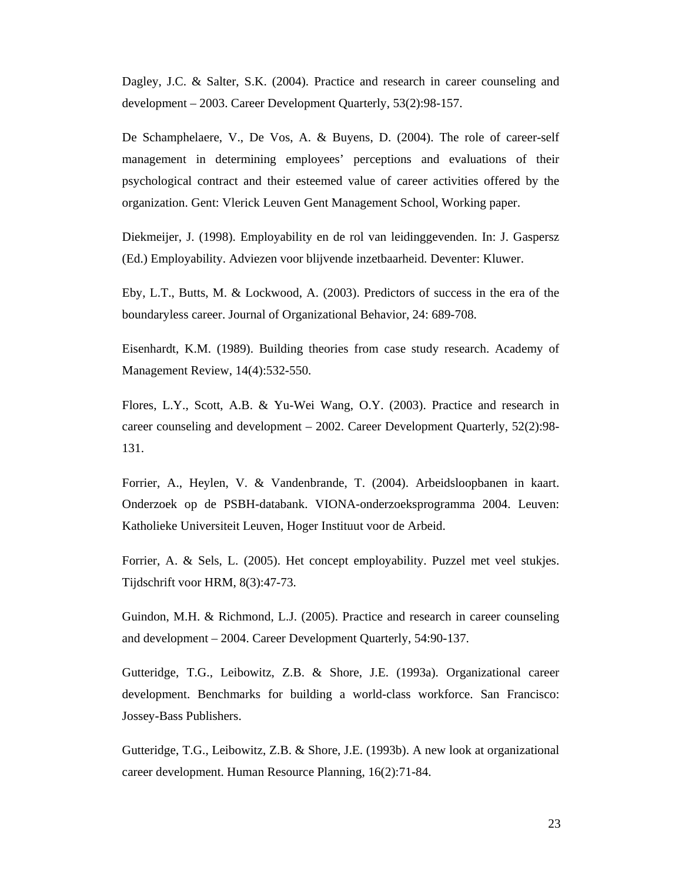Dagley, J.C. & Salter, S.K. (2004). Practice and research in career counseling and development – 2003. Career Development Quarterly, 53(2):98-157.

De Schamphelaere, V., De Vos, A. & Buyens, D. (2004). The role of career-self management in determining employees' perceptions and evaluations of their psychological contract and their esteemed value of career activities offered by the organization. Gent: Vlerick Leuven Gent Management School, Working paper.

Diekmeijer, J. (1998). Employability en de rol van leidinggevenden. In: J. Gaspersz (Ed.) Employability. Adviezen voor blijvende inzetbaarheid. Deventer: Kluwer.

Eby, L.T., Butts, M. & Lockwood, A. (2003). Predictors of success in the era of the boundaryless career. Journal of Organizational Behavior, 24: 689-708.

Eisenhardt, K.M. (1989). Building theories from case study research. Academy of Management Review, 14(4):532-550.

Flores, L.Y., Scott, A.B. & Yu-Wei Wang, O.Y. (2003). Practice and research in career counseling and development – 2002. Career Development Quarterly, 52(2):98-131.

Forrier, A., Heylen, V. & Vandenbrande, T. (2004). Arbeidsloopbanen in kaart. Onderzoek op de PSBH-databank. VIONA-onderzoeksprogramma 2004. Leuven: Katholieke Universiteit Leuven, Hoger Instituut voor de Arbeid.

Forrier, A. & Sels, L. (2005). Het concept employability. Puzzel met veel stukjes. Tijdschrift voor HRM, 8(3):47-73.

Guindon, M.H. & Richmond, L.J. (2005). Practice and research in career counseling and development – 2004. Career Development Quarterly, 54:90-137.

Gutteridge, T.G., Leibowitz, Z.B. & Shore, J.E. (1993a). Organizational career development. Benchmarks for building a world-class workforce. San Francisco: Jossey-Bass Publishers.

Gutteridge, T.G., Leibowitz, Z.B. & Shore, J.E. (1993b). A new look at organizational career development. Human Resource Planning, 16(2):71-84.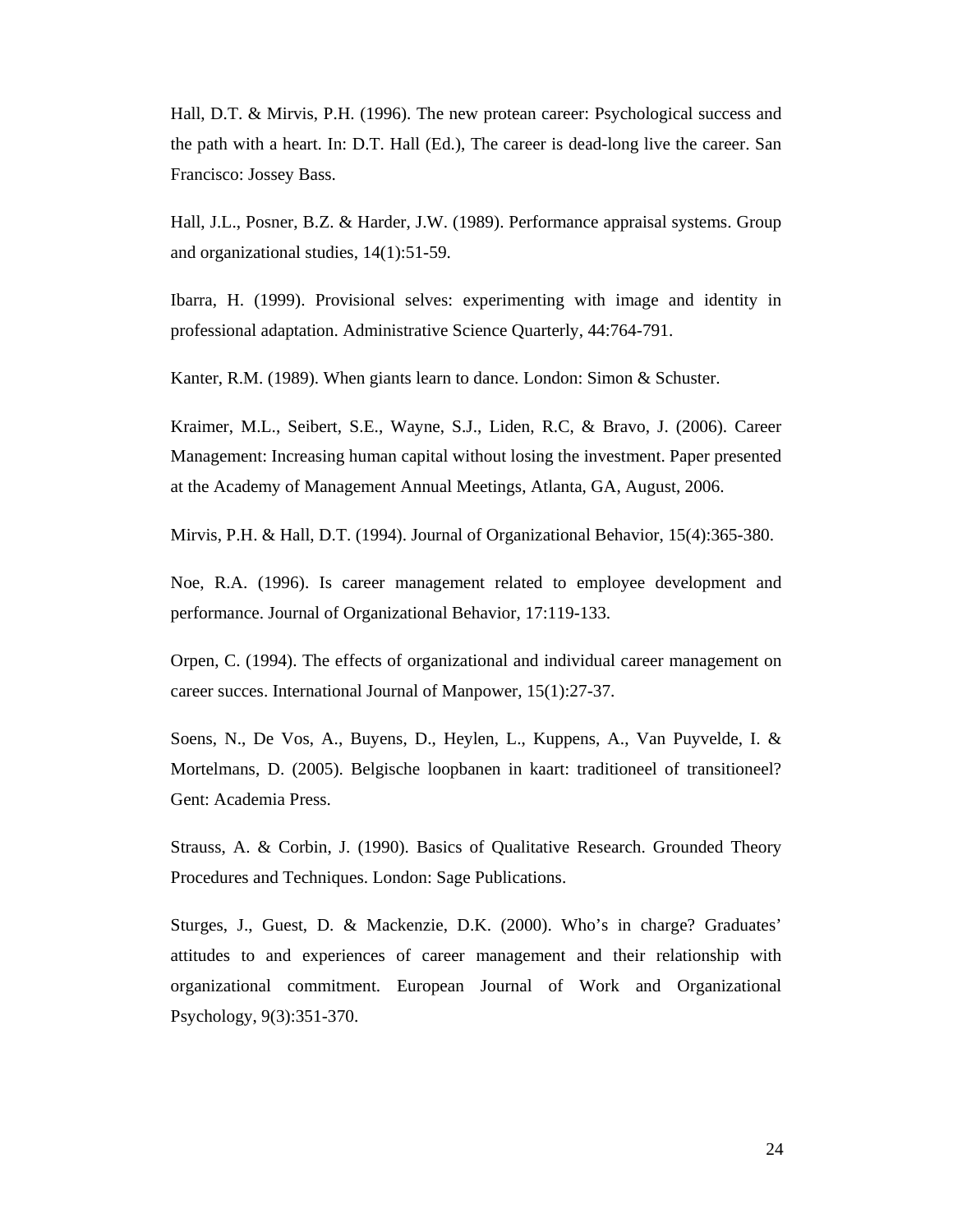Hall, D.T. & Mirvis, P.H. (1996). The new protean career: Psychological success and the path with a heart. In: D.T. Hall (Ed.), The career is dead-long live the career. San Francisco: Jossey Bass.

Hall, J.L., Posner, B.Z. & Harder, J.W. (1989). Performance appraisal systems. Group and organizational studies, 14(1):51-59.

Ibarra, H. (1999). Provisional selves: experimenting with image and identity in professional adaptation. Administrative Science Quarterly, 44:764-791.

Kanter, R.M. (1989). When giants learn to dance. London: Simon & Schuster.

Kraimer, M.L., Seibert, S.E., Wayne, S.J., Liden, R.C, & Bravo, J. (2006). Career Management: Increasing human capital without losing the investment. Paper presented at the Academy of Management Annual Meetings, Atlanta, GA, August, 2006.

Mirvis, P.H. & Hall, D.T. (1994). Journal of Organizational Behavior, 15(4):365-380.

Noe, R.A. (1996). Is career management related to employee development and performance. Journal of Organizational Behavior, 17:119-133.

Orpen, C. (1994). The effects of organizational and individual career management on career succes. International Journal of Manpower, 15(1):27-37.

Soens, N., De Vos, A., Buyens, D., Heylen, L., Kuppens, A., Van Puyvelde, I. & Mortelmans, D. (2005). Belgische loopbanen in kaart: traditioneel of transitioneel? Gent: Academia Press.

Strauss, A. & Corbin, J. (1990). Basics of Qualitative Research. Grounded Theory Procedures and Techniques. London: Sage Publications.

Sturges, J., Guest, D. & Mackenzie, D.K. (2000). Who's in charge? Graduates' attitudes to and experiences of career management and their relationship with organizational commitment. European Journal of Work and Organizational Psychology, 9(3):351-370.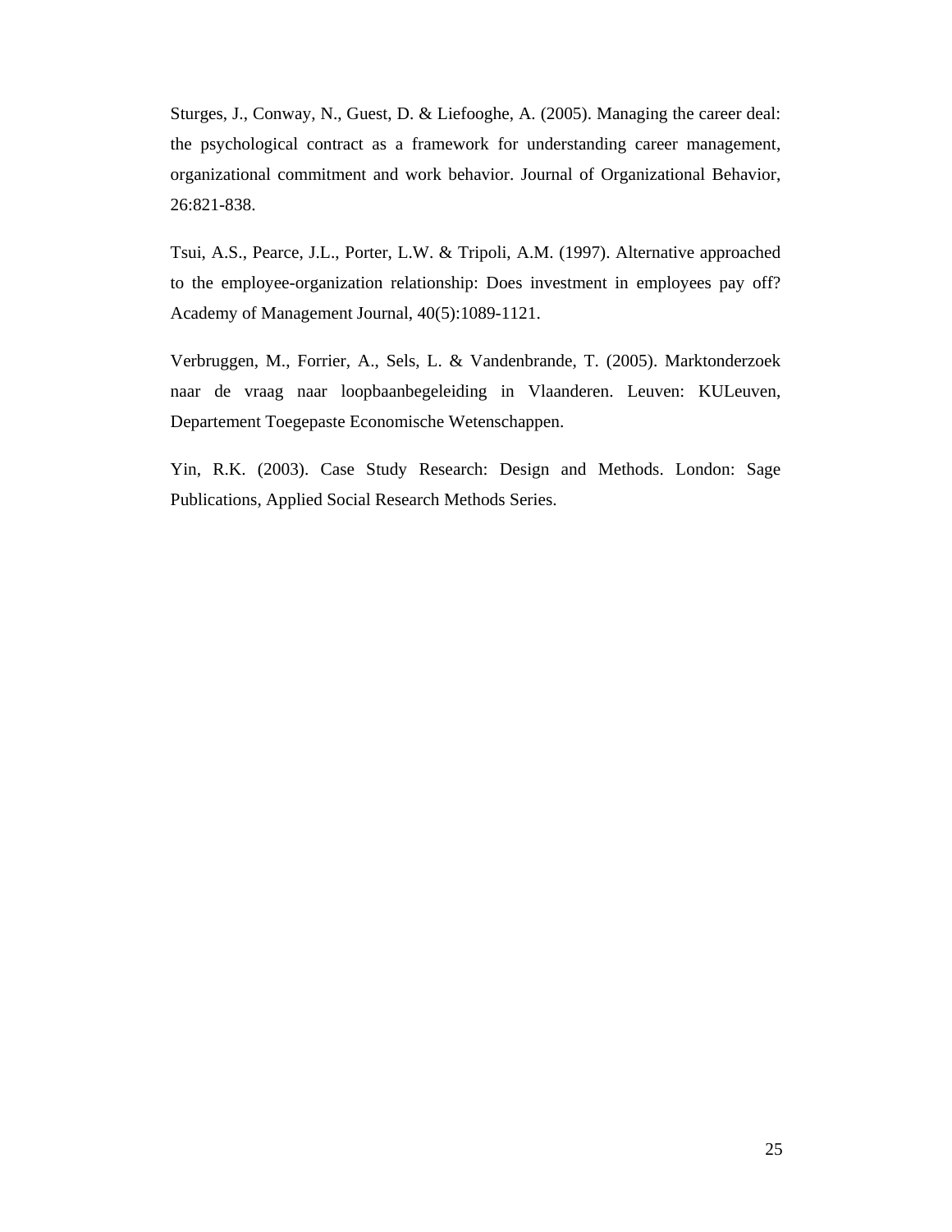Sturges, J., Conway, N., Guest, D. & Liefooghe, A. (2005). Managing the career deal: the psychological contract as a framework for understanding career management, organizational commitment and work behavior. Journal of Organizational Behavior, 26:821-838.

Tsui, A.S., Pearce, J.L., Porter, L.W. & Tripoli, A.M. (1997). Alternative approached to the employee-organization relationship: Does investment in employees pay off? Academy of Management Journal, 40(5):1089-1121.

Verbruggen, M., Forrier, A., Sels, L. & Vandenbrande, T. (2005). Marktonderzoek naar de vraag naar loopbaanbegeleiding in Vlaanderen. Leuven: KULeuven, Departement Toegepaste Economische Wetenschappen.

Yin, R.K. (2003). Case Study Research: Design and Methods. London: Sage Publications, Applied Social Research Methods Series.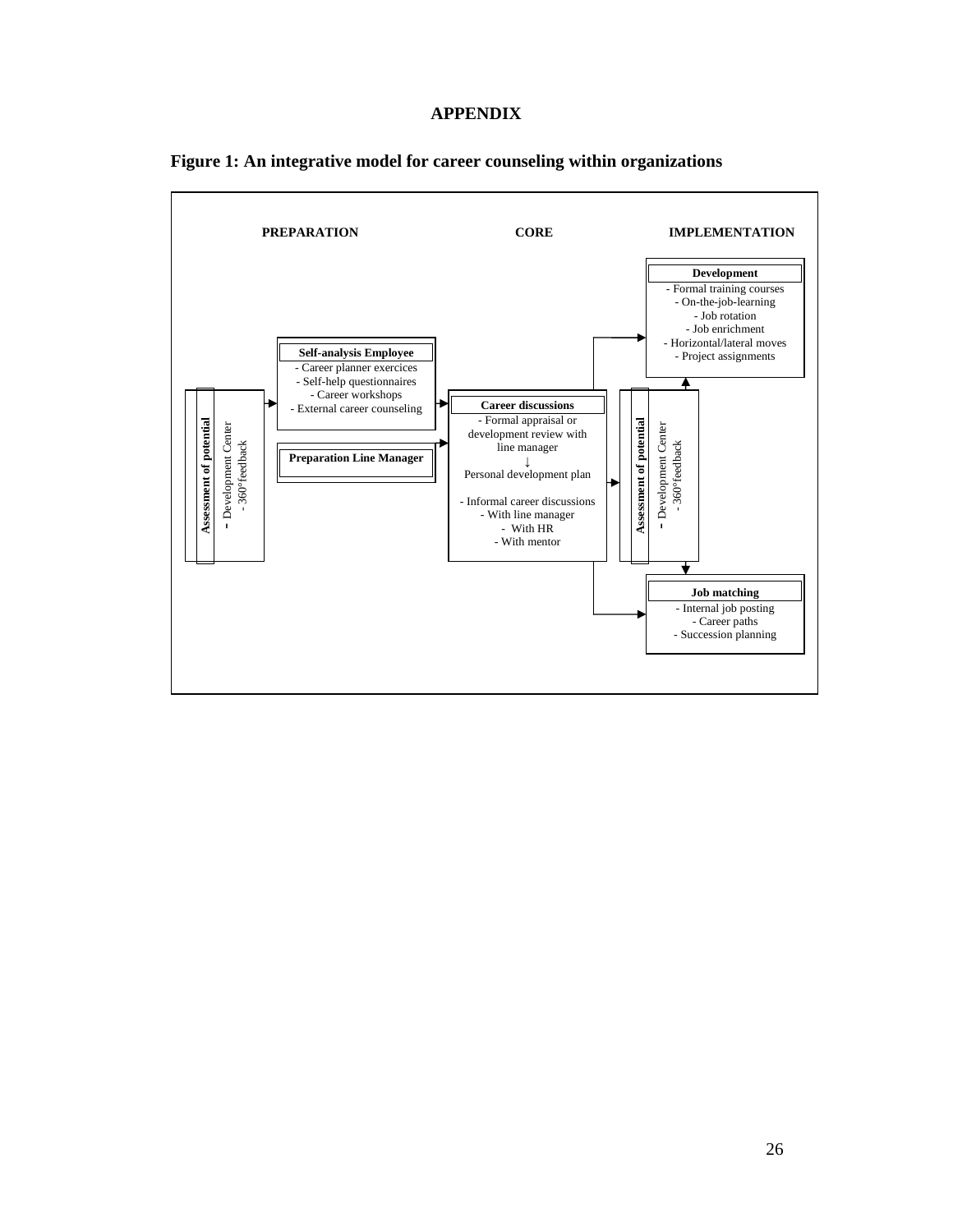# APPENDIX

**Figure 1: An integrative model for career counseling within organizations**

PREPARATION

CORE

IMPLEMENTATION

**Assessment of potential**
- Development Center
- 360°feedback

**Self-analysis Employee**
- Career planner exercices
- Self-help questionnaires
- Career workshops
- External career counseling

**Preparation Line Manager**

**Career discussions**
- Formal appraisal or development review with line manager
↓
Personal development plan

- Informal career discussions
- With line manager
- With HR
- With mentor

**Assessment of potential**
- Development Center
- 360°feedback

**Development**
- Formal training courses
- On-the-job-learning
- Job rotation
- Job enrichment
- Horizontal/lateral moves
- Project assignments

**Job matching**
- Internal job posting
- Career paths
- Succession planning